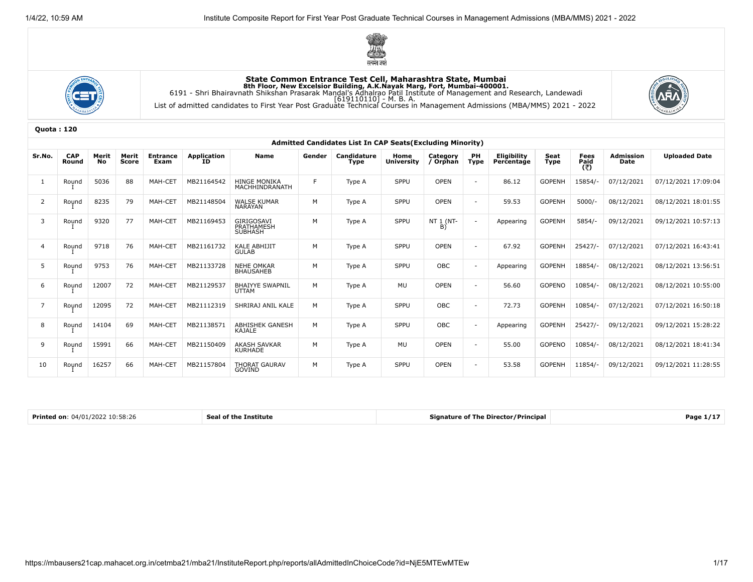**State Common Entrance Test Cell, Maharashtra State, Mumbai**
**8th Floor, New Excelsior Building, A.K.Nayak Marg, Fort, Mumbai-400001.**
6191 - Shri Bhairavnath Shikshan Prasarak Mandal's Adhalrao Patil Institute of Management and Research, Landewadi
[619110110] - M. B. A.
List of admitted candidates to First Year Post Graduate Technical Courses in Management Admissions (MBA/MMS) 2021 - 2022

**Quota : 120**

**Admitted Candidates List In CAP Seats(Excluding Minority)**

| Sr.No. | CAP Round | Merit No | Merit Score | Entrance Exam | Application ID | Name | Gender | Candidature Type | Home University | Category / Orphan | PH Type | Eligibility Percentage | Seat Type | Fees Paid (₹) | Admission Date | Uploaded Date |
|---|---|---|---|---|---|---|---|---|---|---|---|---|---|---|---|---|
| 1 | Round I | 5036 | 88 | MAH-CET | MB21164542 | HINGE MONIKA MACHHINDRANATH | F | Type A | SPPU | OPEN | - | 86.12 | GOPENH | 15854/- | 07/12/2021 | 07/12/2021 17:09:04 |
| 2 | Round I | 8235 | 79 | MAH-CET | MB21148504 | WALSE KUMAR NARAYAN | M | Type A | SPPU | OPEN | - | 59.53 | GOPENH | 5000/- | 08/12/2021 | 08/12/2021 18:01:55 |
| 3 | Round I | 9320 | 77 | MAH-CET | MB21169453 | GIRIGOSAVI PRATHAMESH SUBHASH | M | Type A | SPPU | NT 1 (NT-B) | - | Appearing | GOPENH | 5854/- | 09/12/2021 | 09/12/2021 10:57:13 |
| 4 | Round I | 9718 | 76 | MAH-CET | MB21161732 | KALE ABHIJIT GULAB | M | Type A | SPPU | OPEN | - | 67.92 | GOPENH | 25427/- | 07/12/2021 | 07/12/2021 16:43:41 |
| 5 | Round I | 9753 | 76 | MAH-CET | MB21133728 | NEHE OMKAR BHAUSAHEB | M | Type A | SPPU | OBC | - | Appearing | GOPENH | 18854/- | 08/12/2021 | 08/12/2021 13:56:51 |
| 6 | Round I | 12007 | 72 | MAH-CET | MB21129537 | BHAIYYE SWAPNIL UTTAM | M | Type A | MU | OPEN | - | 56.60 | GOPENO | 10854/- | 08/12/2021 | 08/12/2021 10:55:00 |
| 7 | Round I | 12095 | 72 | MAH-CET | MB21112319 | SHRIRAJ ANIL KALE | M | Type A | SPPU | OBC | - | 72.73 | GOPENH | 10854/- | 07/12/2021 | 07/12/2021 16:50:18 |
| 8 | Round I | 14104 | 69 | MAH-CET | MB21138571 | ABHISHEK GANESH KAJALE | M | Type A | SPPU | OBC | - | Appearing | GOPENH | 25427/- | 09/12/2021 | 09/12/2021 15:28:22 |
| 9 | Round I | 15991 | 66 | MAH-CET | MB21150409 | AKASH SAVKAR KURHADE | M | Type A | MU | OPEN | - | 55.00 | GOPENO | 10854/- | 08/12/2021 | 08/12/2021 18:41:34 |
| 10 | Round I | 16257 | 66 | MAH-CET | MB21157804 | THORAT GAURAV GOVIND | M | Type A | SPPU | OPEN | - | 53.58 | GOPENH | 11854/- | 09/12/2021 | 09/12/2021 11:28:55 |

**Printed on**: 04/01/2022 10:58:26 | **Seal of the Institute** | **Signature of The Director/Principal**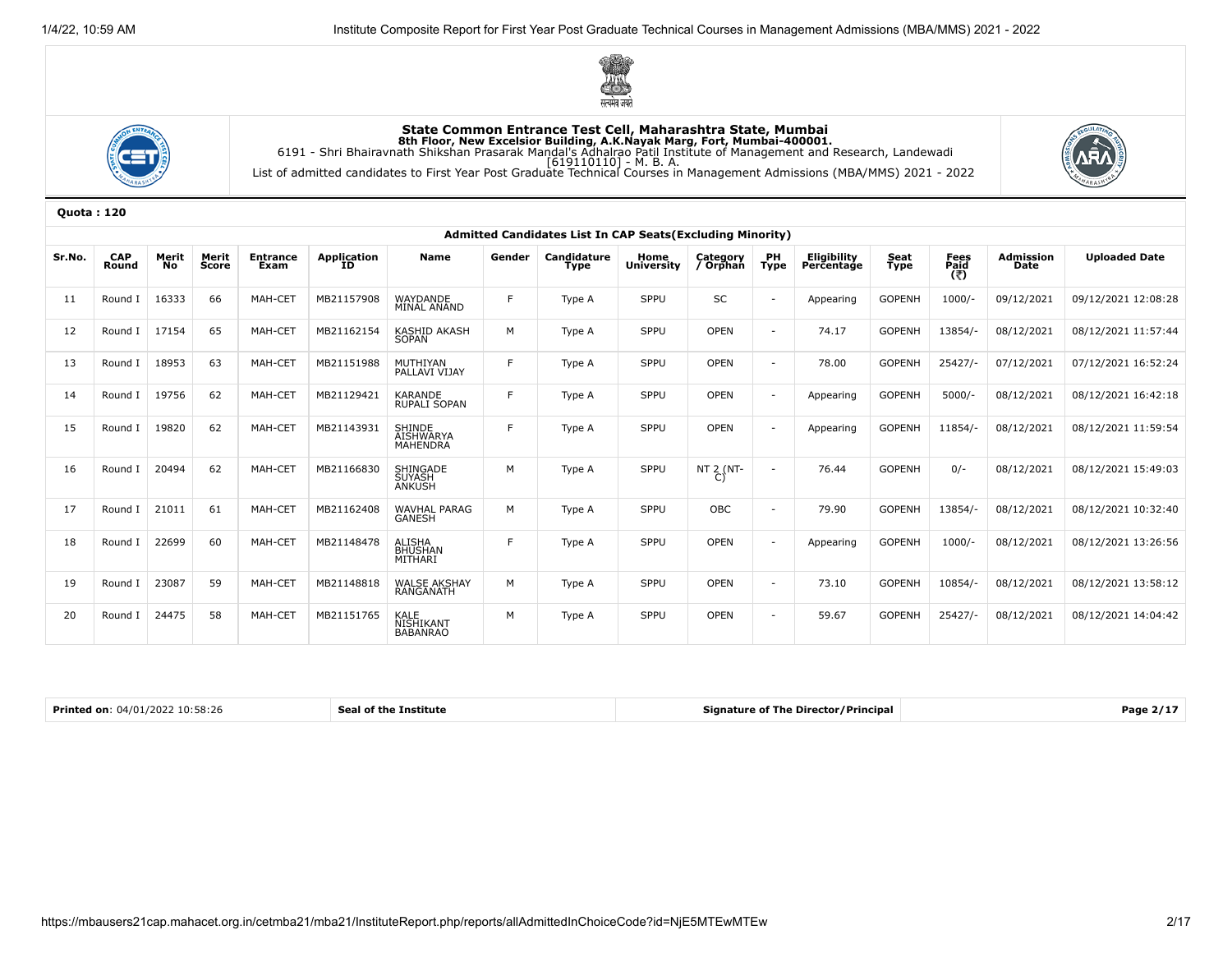# State Common Entrance Test Cell, Maharashtra State, Mumbai

**8th Floor, New Excelsior Building, A.K.Nayak Marg, Fort, Mumbai-400001.**

6191 - Shri Bhairavnath Shikshan Prasarak Mandal's Adhalrao Patil Institute of Management and Research, Landewadi

[619110110] - M. B. A.

List of admitted candidates to First Year Post Graduate Technical Courses in Management Admissions (MBA/MMS) 2021 - 2022

**Quota : 120**

**Admitted Candidates List In CAP Seats(Excluding Minority)**

| Sr.No. | CAP Round | Merit No | Merit Score | Entrance Exam | Application ID | Name | Gender | Candidature Type | Home University | Category / Orphan | PH Type | Eligibility Percentage | Seat Type | Fees Paid (₹) | Admission Date | Uploaded Date |
|---|---|---|---|---|---|---|---|---|---|---|---|---|---|---|---|---|
| 11 | Round I | 16333 | 66 | MAH-CET | MB21157908 | WAYDANDE MINAL ANAND | F | Type A | SPPU | SC | - | Appearing | GOPENH | 1000/- | 09/12/2021 | 09/12/2021 12:08:28 |
| 12 | Round I | 17154 | 65 | MAH-CET | MB21162154 | KASHID AKASH SOPAN | M | Type A | SPPU | OPEN | - | 74.17 | GOPENH | 13854/- | 08/12/2021 | 08/12/2021 11:57:44 |
| 13 | Round I | 18953 | 63 | MAH-CET | MB21151988 | MUTHIYAN PALLAVI VIJAY | F | Type A | SPPU | OPEN | - | 78.00 | GOPENH | 25427/- | 07/12/2021 | 07/12/2021 16:52:24 |
| 14 | Round I | 19756 | 62 | MAH-CET | MB21129421 | KARANDE RUPALI SOPAN | F | Type A | SPPU | OPEN | - | Appearing | GOPENH | 5000/- | 08/12/2021 | 08/12/2021 16:42:18 |
| 15 | Round I | 19820 | 62 | MAH-CET | MB21143931 | SHINDE AISHWARYA MAHENDRA | F | Type A | SPPU | OPEN | - | Appearing | GOPENH | 11854/- | 08/12/2021 | 08/12/2021 11:59:54 |
| 16 | Round I | 20494 | 62 | MAH-CET | MB21166830 | SHINGADE SUYASH ANKUSH | M | Type A | SPPU | NT 2 (NT-C) | - | 76.44 | GOPENH | 0/- | 08/12/2021 | 08/12/2021 15:49:03 |
| 17 | Round I | 21011 | 61 | MAH-CET | MB21162408 | WAVHAL PARAG GANESH | M | Type A | SPPU | OBC | - | 79.90 | GOPENH | 13854/- | 08/12/2021 | 08/12/2021 10:32:40 |
| 18 | Round I | 22699 | 60 | MAH-CET | MB21148478 | ALISHA BHUSHAN MITHARI | F | Type A | SPPU | OPEN | - | Appearing | GOPENH | 1000/- | 08/12/2021 | 08/12/2021 13:26:56 |
| 19 | Round I | 23087 | 59 | MAH-CET | MB21148818 | WALSE AKSHAY RANGANATH | M | Type A | SPPU | OPEN | - | 73.10 | GOPENH | 10854/- | 08/12/2021 | 08/12/2021 13:58:12 |
| 20 | Round I | 24475 | 58 | MAH-CET | MB21151765 | KALE NISHIKANT BABANRAO | M | Type A | SPPU | OPEN | - | 59.67 | GOPENH | 25427/- | 08/12/2021 | 08/12/2021 14:04:42 |

| **Printed on**: 04/01/2022 10:58:26 | **Seal of the Institute** | **Signature of The Director/Principal** |
|---|---|---|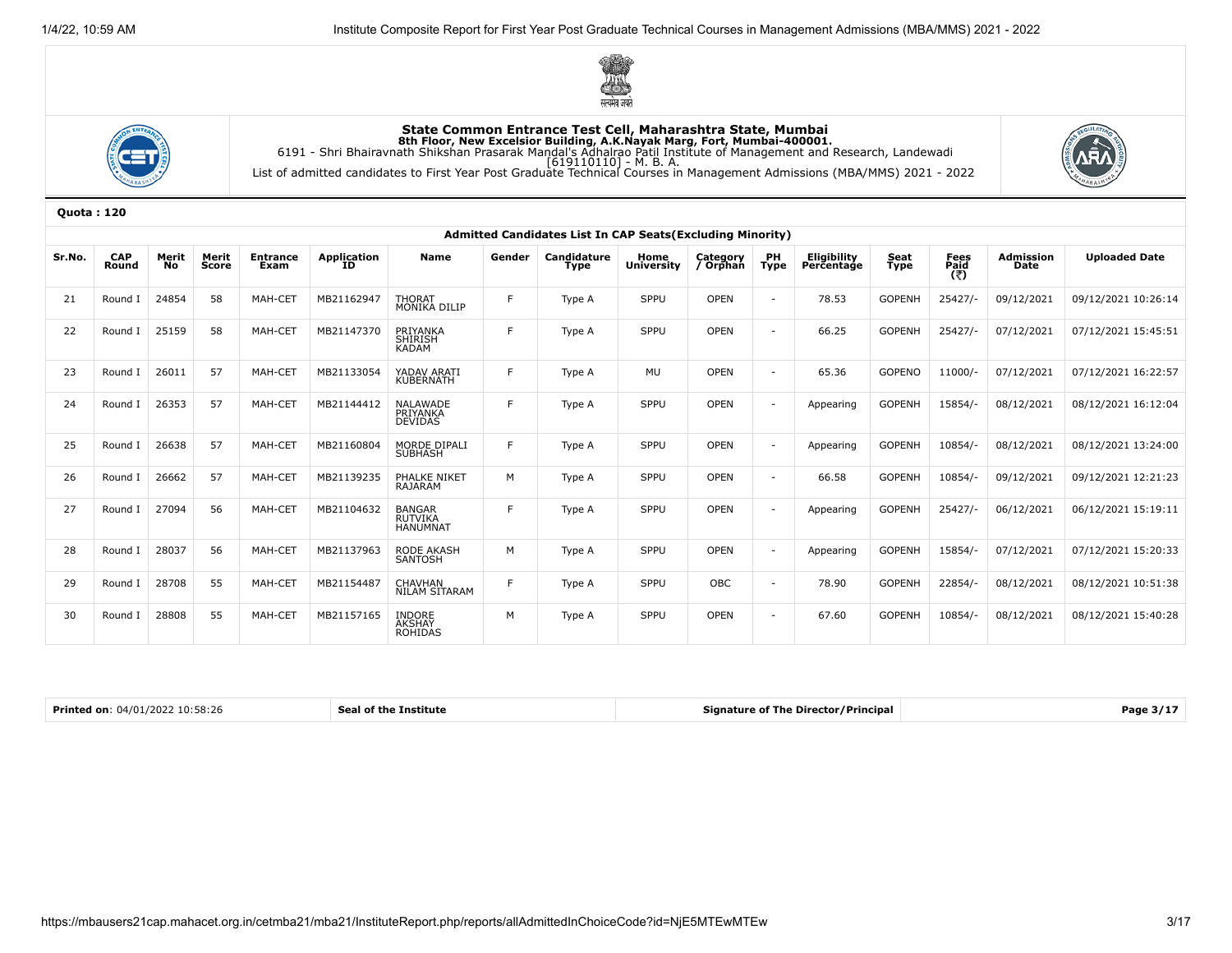**State Common Entrance Test Cell, Maharashtra State, Mumbai**
**8th Floor, New Excelsior Building, A.K.Nayak Marg, Fort, Mumbai-400001.**
6191 - Shri Bhairavnath Shikshan Prasarak Mandal's Adhalrao Patil Institute of Management and Research, Landewadi
[619110110] - M. B. A.
List of admitted candidates to First Year Post Graduate Technical Courses in Management Admissions (MBA/MMS) 2021 - 2022

**Quota : 120**

**Admitted Candidates List In CAP Seats(Excluding Minority)**

| Sr.No. | CAP Round | Merit No | Merit Score | Entrance Exam | Application ID | Name | Gender | Candidature Type | Home University | Category / Orphan | PH Type | Eligibility Percentage | Seat Type | Fees Paid (₹) | Admission Date | Uploaded Date |
|---|---|---|---|---|---|---|---|---|---|---|---|---|---|---|---|---|
| 21 | Round I | 24854 | 58 | MAH-CET | MB21162947 | THORAT MONIKA DILIP | F | Type A | SPPU | OPEN | - | 78.53 | GOPENH | 25427/- | 09/12/2021 | 09/12/2021 10:26:14 |
| 22 | Round I | 25159 | 58 | MAH-CET | MB21147370 | PRIYANKA SHIRISH KADAM | F | Type A | SPPU | OPEN | - | 66.25 | GOPENH | 25427/- | 07/12/2021 | 07/12/2021 15:45:51 |
| 23 | Round I | 26011 | 57 | MAH-CET | MB21133054 | YADAV ARATI KUBERNATH | F | Type A | MU | OPEN | - | 65.36 | GOPENO | 11000/- | 07/12/2021 | 07/12/2021 16:22:57 |
| 24 | Round I | 26353 | 57 | MAH-CET | MB21144412 | NALAWADE PRIYANKA DEVIDAS | F | Type A | SPPU | OPEN | - | Appearing | GOPENH | 15854/- | 08/12/2021 | 08/12/2021 16:12:04 |
| 25 | Round I | 26638 | 57 | MAH-CET | MB21160804 | MORDE DIPALI SUBHASH | F | Type A | SPPU | OPEN | - | Appearing | GOPENH | 10854/- | 08/12/2021 | 08/12/2021 13:24:00 |
| 26 | Round I | 26662 | 57 | MAH-CET | MB21139235 | PHALKE NIKET RAJARAM | M | Type A | SPPU | OPEN | - | 66.58 | GOPENH | 10854/- | 09/12/2021 | 09/12/2021 12:21:23 |
| 27 | Round I | 27094 | 56 | MAH-CET | MB21104632 | BANGAR RUTVIKA HANUMNAT | F | Type A | SPPU | OPEN | - | Appearing | GOPENH | 25427/- | 06/12/2021 | 06/12/2021 15:19:11 |
| 28 | Round I | 28037 | 56 | MAH-CET | MB21137963 | RODE AKASH SANTOSH | M | Type A | SPPU | OPEN | - | Appearing | GOPENH | 15854/- | 07/12/2021 | 07/12/2021 15:20:33 |
| 29 | Round I | 28708 | 55 | MAH-CET | MB21154487 | CHAVHAN NILAM SITARAM | F | Type A | SPPU | OBC | - | 78.90 | GOPENH | 22854/- | 08/12/2021 | 08/12/2021 10:51:38 |
| 30 | Round I | 28808 | 55 | MAH-CET | MB21157165 | INDORE AKSHAY ROHIDAS | M | Type A | SPPU | OPEN | - | 67.60 | GOPENH | 10854/- | 08/12/2021 | 08/12/2021 15:40:28 |

| **Printed on**: 04/01/2022 10:58:26 | **Seal of the Institute** | **Signature of The Director/Principal** |
|---|---|---|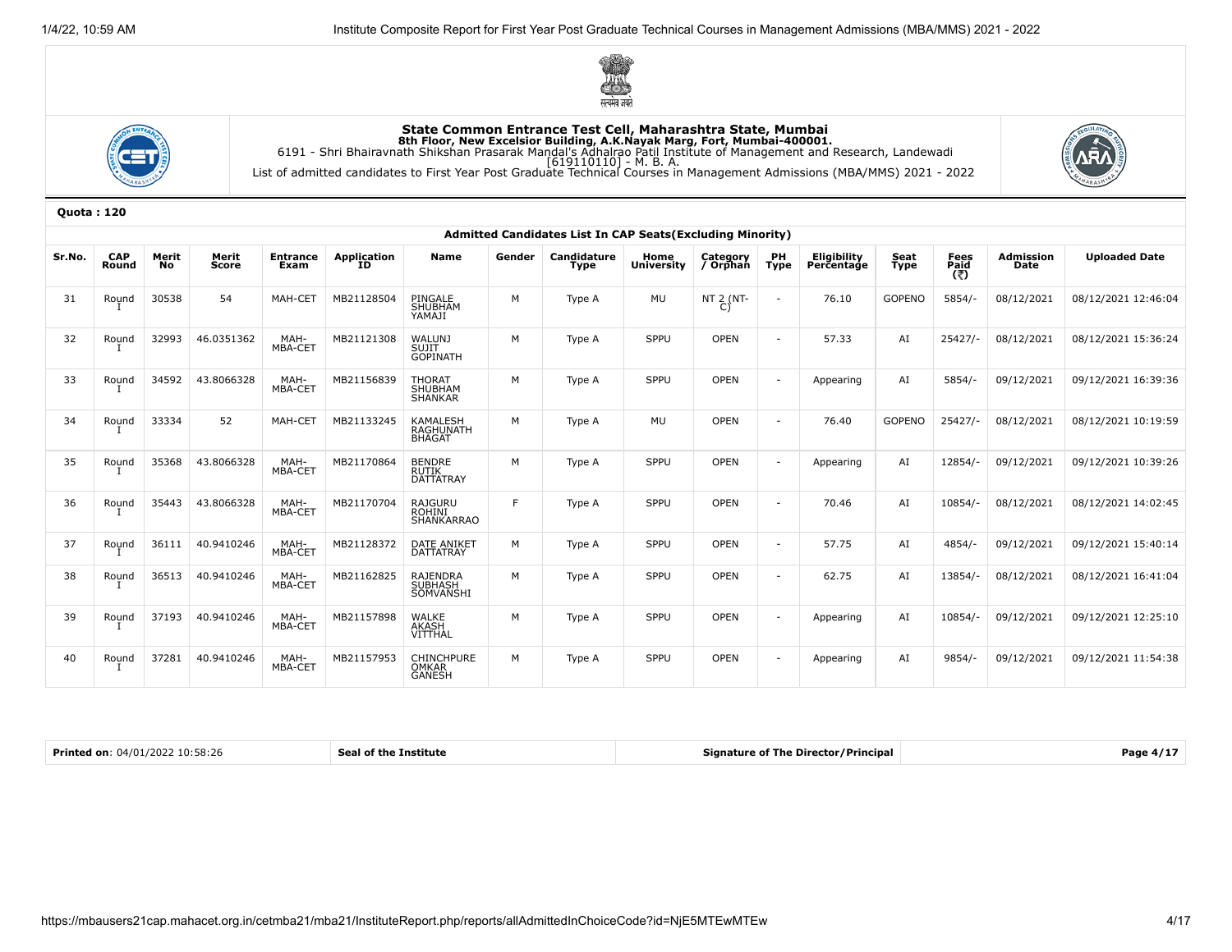**State Common Entrance Test Cell, Maharashtra State, Mumbai**
**8th Floor, New Excelsior Building, A.K.Nayak Marg, Fort, Mumbai-400001.**
6191 - Shri Bhairavnath Shikshan Prasarak Mandal's Adhalrao Patil Institute of Management and Research, Landewadi
[619110110] - M. B. A.
List of admitted candidates to First Year Post Graduate Technical Courses in Management Admissions (MBA/MMS) 2021 - 2022

**Quota : 120**

**Admitted Candidates List In CAP Seats(Excluding Minority)**

| Sr.No. | CAP Round | Merit No | Merit Score | Entrance Exam | Application ID | Name | Gender | Candidature Type | Home University | Category / Orphan | PH Type | Eligibility Percentage | Seat Type | Fees Paid (₹) | Admission Date | Uploaded Date |
|---|---|---|---|---|---|---|---|---|---|---|---|---|---|---|---|---|
| 31 | Round I | 30538 | 54 | MAH-CET | MB21128504 | PINGALE SHUBHAM YAMAJI | M | Type A | MU | NT 2 (NT-C) | - | 76.10 | GOPENO | 5854/- | 08/12/2021 | 08/12/2021 12:46:04 |
| 32 | Round I | 32993 | 46.0351362 | MAH-MBA-CET | MB21121308 | WALUNJ SUJIT GOPINATH | M | Type A | SPPU | OPEN | - | 57.33 | AI | 25427/- | 08/12/2021 | 08/12/2021 15:36:24 |
| 33 | Round I | 34592 | 43.8066328 | MAH-MBA-CET | MB21156839 | THORAT SHUBHAM SHANKAR | M | Type A | SPPU | OPEN | - | Appearing | AI | 5854/- | 09/12/2021 | 09/12/2021 16:39:36 |
| 34 | Round I | 33334 | 52 | MAH-CET | MB21133245 | KAMALESH RAGHUNATH BHAGAT | M | Type A | MU | OPEN | - | 76.40 | GOPENO | 25427/- | 08/12/2021 | 08/12/2021 10:19:59 |
| 35 | Round I | 35368 | 43.8066328 | MAH-MBA-CET | MB21170864 | BENDRE RUTIK DATTATRAY | M | Type A | SPPU | OPEN | - | Appearing | AI | 12854/- | 09/12/2021 | 09/12/2021 10:39:26 |
| 36 | Round I | 35443 | 43.8066328 | MAH-MBA-CET | MB21170704 | RAJGURU ROHINI SHANKARRAO | F | Type A | SPPU | OPEN | - | 70.46 | AI | 10854/- | 08/12/2021 | 08/12/2021 14:02:45 |
| 37 | Round I | 36111 | 40.9410246 | MAH-MBA-CET | MB21128372 | DATE ANIKET DATTATRAY | M | Type A | SPPU | OPEN | - | 57.75 | AI | 4854/- | 09/12/2021 | 09/12/2021 15:40:14 |
| 38 | Round I | 36513 | 40.9410246 | MAH-MBA-CET | MB21162825 | RAJENDRA SUBHASH SOMVANSHI | M | Type A | SPPU | OPEN | - | 62.75 | AI | 13854/- | 08/12/2021 | 08/12/2021 16:41:04 |
| 39 | Round I | 37193 | 40.9410246 | MAH-MBA-CET | MB21157898 | WALKE AKASH VITTHAL | M | Type A | SPPU | OPEN | - | Appearing | AI | 10854/- | 09/12/2021 | 09/12/2021 12:25:10 |
| 40 | Round I | 37281 | 40.9410246 | MAH-MBA-CET | MB21157953 | CHINCHPURE OMKAR GANESH | M | Type A | SPPU | OPEN | - | Appearing | AI | 9854/- | 09/12/2021 | 09/12/2021 11:54:38 |

| **Printed on**: 04/01/2022 10:58:26 | **Seal of the Institute** | **Signature of The Director/Principal** |
|---|---|---|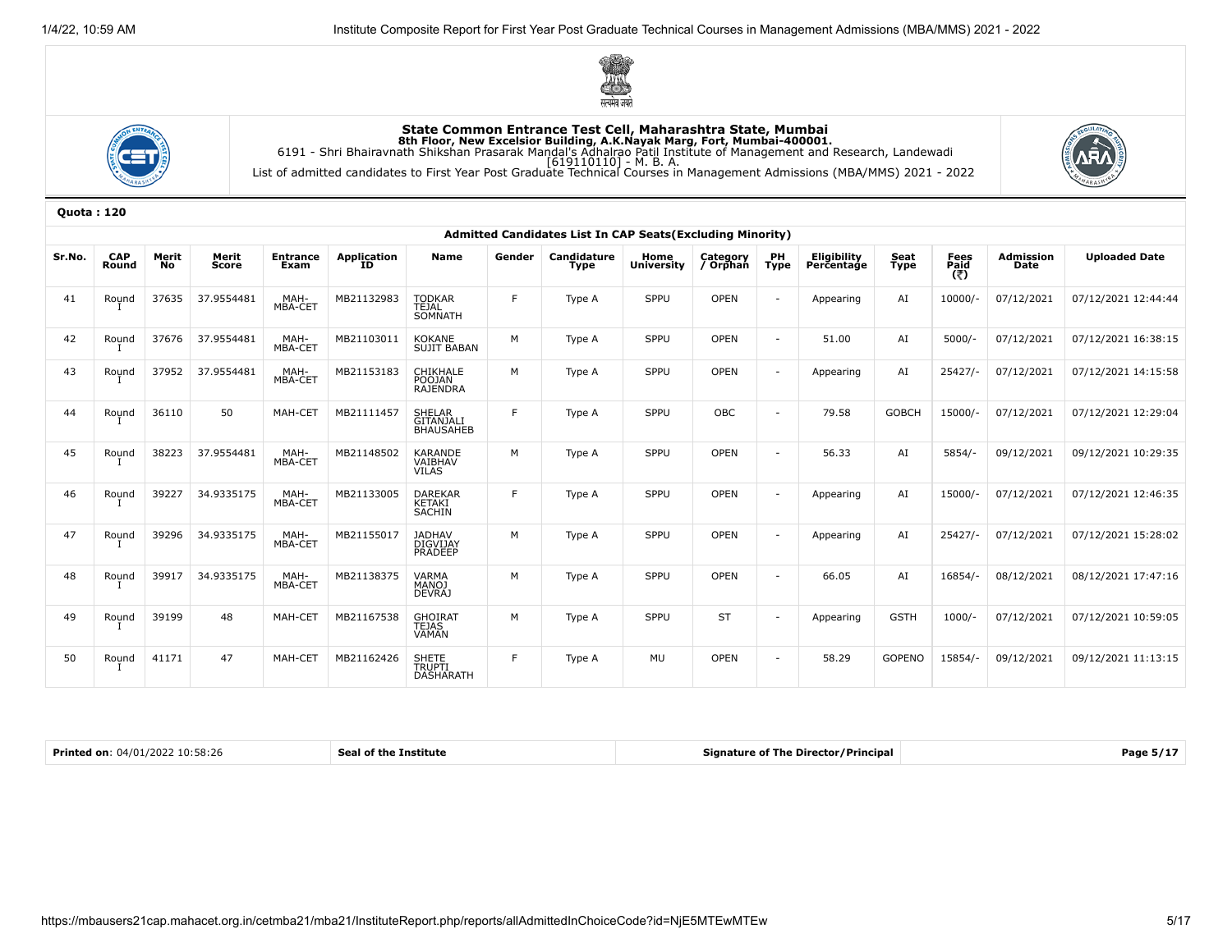# State Common Entrance Test Cell, Maharashtra State, Mumbai

**8th Floor, New Excelsior Building, A.K.Nayak Marg, Fort, Mumbai-400001.**

6191 - Shri Bhairavnath Shikshan Prasarak Mandal's Adhalrao Patil Institute of Management and Research, Landewadi

[619110110] - M. B. A.

List of admitted candidates to First Year Post Graduate Technical Courses in Management Admissions (MBA/MMS) 2021 - 2022

**Quota : 120**

### Admitted Candidates List In CAP Seats(Excluding Minority)

| Sr.No. | CAP Round | Merit No | Merit Score | Entrance Exam | Application ID | Name | Gender | Candidature Type | Home University | Category / Orphan | PH Type | Eligibility Percentage | Seat Type | Fees Paid (₹) | Admission Date | Uploaded Date |
|---|---|---|---|---|---|---|---|---|---|---|---|---|---|---|---|---|
| 41 | Round I | 37635 | 37.9554481 | MAH-MBA-CET | MB21132983 | TODKAR TEJAL SOMNATH | F | Type A | SPPU | OPEN | - | Appearing | AI | 10000/- | 07/12/2021 | 07/12/2021 12:44:44 |
| 42 | Round I | 37676 | 37.9554481 | MAH-MBA-CET | MB21103011 | KOKANE SUJIT BABAN | M | Type A | SPPU | OPEN | - | 51.00 | AI | 5000/- | 07/12/2021 | 07/12/2021 16:38:15 |
| 43 | Round I | 37952 | 37.9554481 | MAH-MBA-CET | MB21153183 | CHIKHALE POOJAN RAJENDRA | M | Type A | SPPU | OPEN | - | Appearing | AI | 25427/- | 07/12/2021 | 07/12/2021 14:15:58 |
| 44 | Round I | 36110 | 50 | MAH-CET | MB21111457 | SHELAR GITANJALI BHAUSAHEB | F | Type A | SPPU | OBC | - | 79.58 | GOBCH | 15000/- | 07/12/2021 | 07/12/2021 12:29:04 |
| 45 | Round I | 38223 | 37.9554481 | MAH-MBA-CET | MB21148502 | KARANDE VAIBHAV VILAS | M | Type A | SPPU | OPEN | - | 56.33 | AI | 5854/- | 09/12/2021 | 09/12/2021 10:29:35 |
| 46 | Round I | 39227 | 34.9335175 | MAH-MBA-CET | MB21133005 | DAREKAR KETAKI SACHIN | F | Type A | SPPU | OPEN | - | Appearing | AI | 15000/- | 07/12/2021 | 07/12/2021 12:46:35 |
| 47 | Round I | 39296 | 34.9335175 | MAH-MBA-CET | MB21155017 | JADHAV DIGVIJAY PRADEEP | M | Type A | SPPU | OPEN | - | Appearing | AI | 25427/- | 07/12/2021 | 07/12/2021 15:28:02 |
| 48 | Round I | 39917 | 34.9335175 | MAH-MBA-CET | MB21138375 | VARMA MANOJ DEVRAJ | M | Type A | SPPU | OPEN | - | 66.05 | AI | 16854/- | 08/12/2021 | 08/12/2021 17:47:16 |
| 49 | Round I | 39199 | 48 | MAH-CET | MB21167538 | GHOIRAT TEJAS VAMAN | M | Type A | SPPU | ST | - | Appearing | GSTH | 1000/- | 07/12/2021 | 07/12/2021 10:59:05 |
| 50 | Round I | 41171 | 47 | MAH-CET | MB21162426 | SHETE TRUPTI DASHARATH | F | Type A | MU | OPEN | - | 58.29 | GOPENO | 15854/- | 09/12/2021 | 09/12/2021 11:13:15 |

| **Printed on**: 04/01/2022 10:58:26 | **Seal of the Institute** | **Signature of The Director/Principal** |
|---|---|---|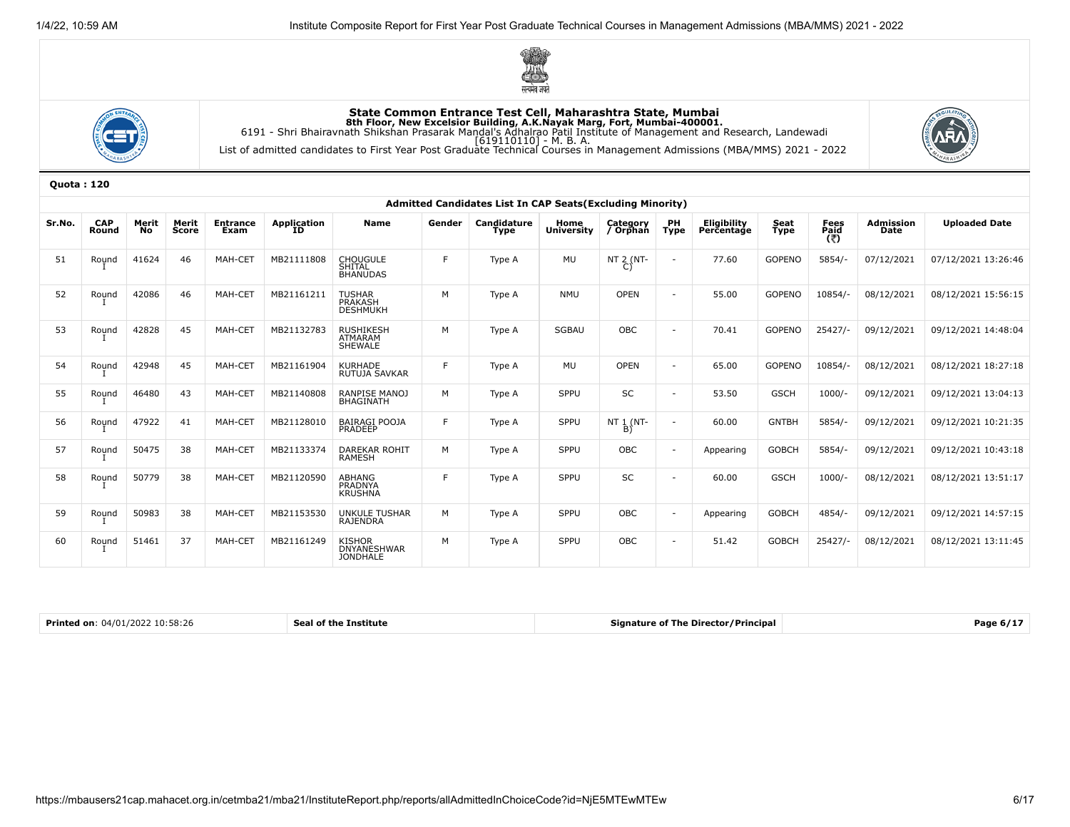**State Common Entrance Test Cell, Maharashtra State, Mumbai**
**8th Floor, New Excelsior Building, A.K.Nayak Marg, Fort, Mumbai-400001.**

6191 - Shri Bhairavnath Shikshan Prasarak Mandal's Adhalrao Patil Institute of Management and Research, Landewadi
[619110110] - M. B. A.

List of admitted candidates to First Year Post Graduate Technical Courses in Management Admissions (MBA/MMS) 2021 - 2022

**Quota : 120**

**Admitted Candidates List In CAP Seats(Excluding Minority)**

| Sr.No. | CAP Round | Merit No | Merit Score | Entrance Exam | Application ID | Name | Gender | Candidature Type | Home University | Category / Orphan | PH Type | Eligibility Percentage | Seat Type | Fees Paid (₹) | Admission Date | Uploaded Date |
|---|---|---|---|---|---|---|---|---|---|---|---|---|---|---|---|---|
| 51 | Round I | 41624 | 46 | MAH-CET | MB21111808 | CHOUGULE SHITAL BHANUDAS | F | Type A | MU | NT 2 (NT-C) | - | 77.60 | GOPENO | 5854/- | 07/12/2021 | 07/12/2021 13:26:46 |
| 52 | Round I | 42086 | 46 | MAH-CET | MB21161211 | TUSHAR PRAKASH DESHMUKH | M | Type A | NMU | OPEN | - | 55.00 | GOPENO | 10854/- | 08/12/2021 | 08/12/2021 15:56:15 |
| 53 | Round I | 42828 | 45 | MAH-CET | MB21132783 | RUSHIKESH ATMARAM SHEWALE | M | Type A | SGBAU | OBC | - | 70.41 | GOPENO | 25427/- | 09/12/2021 | 09/12/2021 14:48:04 |
| 54 | Round I | 42948 | 45 | MAH-CET | MB21161904 | KURHADE RUTUJA SAVKAR | F | Type A | MU | OPEN | - | 65.00 | GOPENO | 10854/- | 08/12/2021 | 08/12/2021 18:27:18 |
| 55 | Round I | 46480 | 43 | MAH-CET | MB21140808 | RANPISE MANOJ BHAGINATH | M | Type A | SPPU | SC | - | 53.50 | GSCH | 1000/- | 09/12/2021 | 09/12/2021 13:04:13 |
| 56 | Round I | 47922 | 41 | MAH-CET | MB21128010 | BAIRAGI POOJA PRADEEP | F | Type A | SPPU | NT 1 (NT-B) | - | 60.00 | GNTBH | 5854/- | 09/12/2021 | 09/12/2021 10:21:35 |
| 57 | Round I | 50475 | 38 | MAH-CET | MB21133374 | DAREKAR ROHIT RAMESH | M | Type A | SPPU | OBC | - | Appearing | GOBCH | 5854/- | 09/12/2021 | 09/12/2021 10:43:18 |
| 58 | Round I | 50779 | 38 | MAH-CET | MB21120590 | ABHANG PRADNYA KRUSHNA | F | Type A | SPPU | SC | - | 60.00 | GSCH | 1000/- | 08/12/2021 | 08/12/2021 13:51:17 |
| 59 | Round I | 50983 | 38 | MAH-CET | MB21153530 | UNKULE TUSHAR RAJENDRA | M | Type A | SPPU | OBC | - | Appearing | GOBCH | 4854/- | 09/12/2021 | 09/12/2021 14:57:15 |
| 60 | Round I | 51461 | 37 | MAH-CET | MB21161249 | KISHOR DNYANESHWAR JONDHALE | M | Type A | SPPU | OBC | - | 51.42 | GOBCH | 25427/- | 08/12/2021 | 08/12/2021 13:11:45 |

| **Printed on**: 04/01/2022 10:58:26 | **Seal of the Institute** | **Signature of The Director/Principal** | **Page 6/17** |
|---|---|---|---|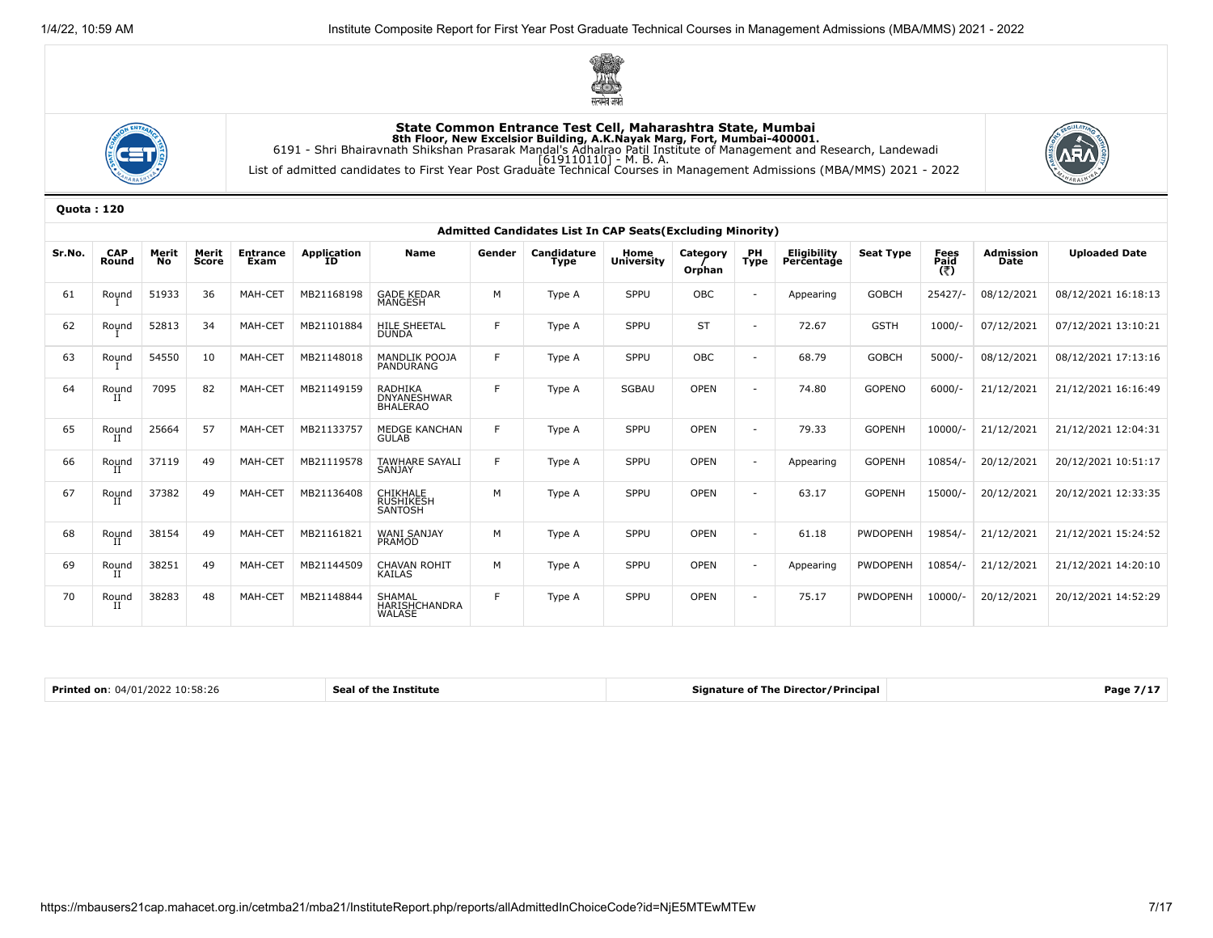**State Common Entrance Test Cell, Maharashtra State, Mumbai**
**8th Floor, New Excelsior Building, A.K.Nayak Marg, Fort, Mumbai-400001.**
6191 - Shri Bhairavnath Shikshan Prasarak Mandal's Adhalrao Patil Institute of Management and Research, Landewadi
[619110110] - M. B. A.
List of admitted candidates to First Year Post Graduate Technical Courses in Management Admissions (MBA/MMS) 2021 - 2022

**Quota : 120**

**Admitted Candidates List In CAP Seats(Excluding Minority)**

| Sr.No. | CAP Round | Merit No | Merit Score | Entrance Exam | Application ID | Name | Gender | Candidature Type | Home University | Category / Orphan | PH Type | Eligibility Percentage | Seat Type | Fees Paid (₹) | Admission Date | Uploaded Date |
|---|---|---|---|---|---|---|---|---|---|---|---|---|---|---|---|---|
| 61 | Round I | 51933 | 36 | MAH-CET | MB21168198 | GADE KEDAR MANGESH | M | Type A | SPPU | OBC | - | Appearing | GOBCH | 25427/- | 08/12/2021 | 08/12/2021 16:18:13 |
| 62 | Round I | 52813 | 34 | MAH-CET | MB21101884 | HILE SHEETAL DUNDA | F | Type A | SPPU | ST | - | 72.67 | GSTH | 1000/- | 07/12/2021 | 07/12/2021 13:10:21 |
| 63 | Round I | 54550 | 10 | MAH-CET | MB21148018 | MANDLIK POOJA PANDURANG | F | Type A | SPPU | OBC | - | 68.79 | GOBCH | 5000/- | 08/12/2021 | 08/12/2021 17:13:16 |
| 64 | Round II | 7095 | 82 | MAH-CET | MB21149159 | RADHIKA DNYANESHWAR BHALERAO | F | Type A | SGBAU | OPEN | - | 74.80 | GOPENO | 6000/- | 21/12/2021 | 21/12/2021 16:16:49 |
| 65 | Round II | 25664 | 57 | MAH-CET | MB21133757 | MEDGE KANCHAN GULAB | F | Type A | SPPU | OPEN | - | 79.33 | GOPENH | 10000/- | 21/12/2021 | 21/12/2021 12:04:31 |
| 66 | Round II | 37119 | 49 | MAH-CET | MB21119578 | TAWHARE SAYALI SANJAY | F | Type A | SPPU | OPEN | - | Appearing | GOPENH | 10854/- | 20/12/2021 | 20/12/2021 10:51:17 |
| 67 | Round II | 37382 | 49 | MAH-CET | MB21136408 | CHIKHALE RUSHIKESH SANTOSH | M | Type A | SPPU | OPEN | - | 63.17 | GOPENH | 15000/- | 20/12/2021 | 20/12/2021 12:33:35 |
| 68 | Round II | 38154 | 49 | MAH-CET | MB21161821 | WANI SANJAY PRAMOD | M | Type A | SPPU | OPEN | - | 61.18 | PWDOPENH | 19854/- | 21/12/2021 | 21/12/2021 15:24:52 |
| 69 | Round II | 38251 | 49 | MAH-CET | MB21144509 | CHAVAN ROHIT KAILAS | M | Type A | SPPU | OPEN | - | Appearing | PWDOPENH | 10854/- | 21/12/2021 | 21/12/2021 14:20:10 |
| 70 | Round II | 38283 | 48 | MAH-CET | MB21148844 | SHAMAL HARISHCHANDRA WALASE | F | Type A | SPPU | OPEN | - | 75.17 | PWDOPENH | 10000/- | 20/12/2021 | 20/12/2021 14:52:29 |

| Printed on: 04/01/2022 10:58:26 | Seal of the Institute | Signature of The Director/Principal |
|---|---|---|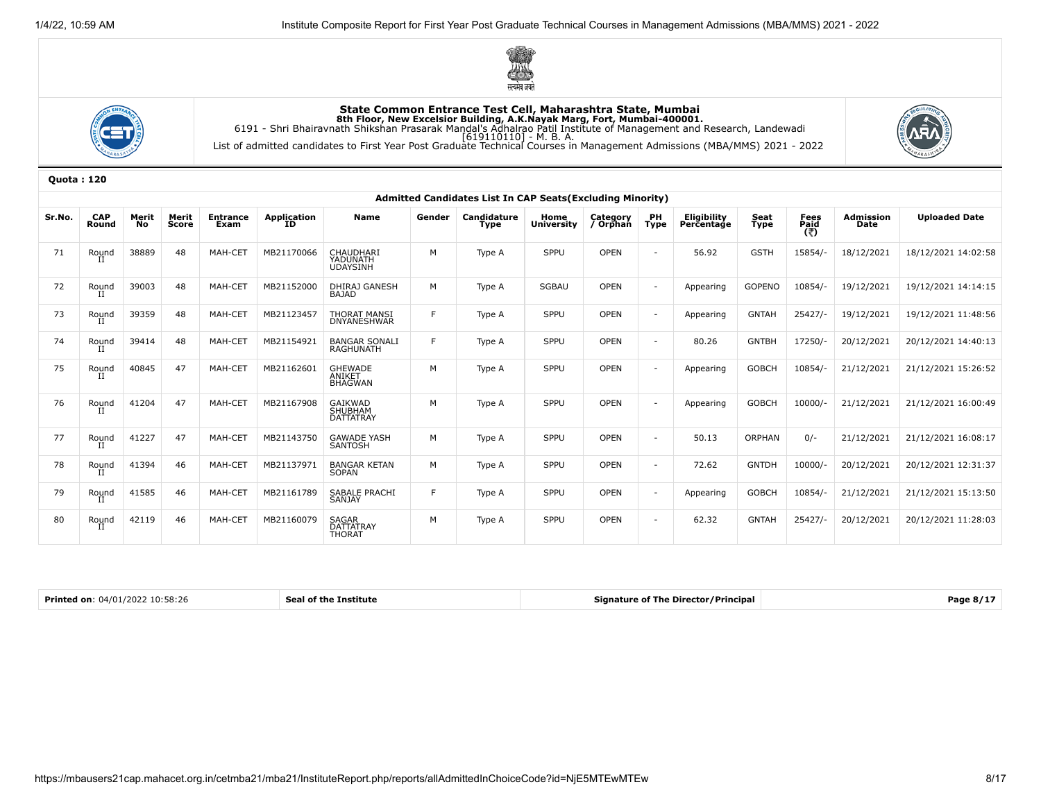# State Common Entrance Test Cell, Maharashtra State, Mumbai

**8th Floor, New Excelsior Building, A.K.Nayak Marg, Fort, Mumbai-400001.**

6191 - Shri Bhairavnath Shikshan Prasarak Mandal's Adhalrao Patil Institute of Management and Research, Landewadi

[619110110] - M. B. A.

List of admitted candidates to First Year Post Graduate Technical Courses in Management Admissions (MBA/MMS) 2021 - 2022

**Quota : 120**

### Admitted Candidates List In CAP Seats(Excluding Minority)

| Sr.No. | CAP Round | Merit No | Merit Score | Entrance Exam | Application ID | Name | Gender | Candidature Type | Home University | Category / Orphan | PH Type | Eligibility Percentage | Seat Type | Fees Paid (₹) | Admission Date | Uploaded Date |
|---|---|---|---|---|---|---|---|---|---|---|---|---|---|---|---|---|
| 71 | Round II | 38889 | 48 | MAH-CET | MB21170066 | CHAUDHARI YADUNATH UDAYSINH | M | Type A | SPPU | OPEN | - | 56.92 | GSTH | 15854/- | 18/12/2021 | 18/12/2021 14:02:58 |
| 72 | Round II | 39003 | 48 | MAH-CET | MB21152000 | DHIRAJ GANESH BAJAD | M | Type A | SGBAU | OPEN | - | Appearing | GOPENO | 10854/- | 19/12/2021 | 19/12/2021 14:14:15 |
| 73 | Round II | 39359 | 48 | MAH-CET | MB21123457 | THORAT MANSI DNYANESHWAR | F | Type A | SPPU | OPEN | - | Appearing | GNTAH | 25427/- | 19/12/2021 | 19/12/2021 11:48:56 |
| 74 | Round II | 39414 | 48 | MAH-CET | MB21154921 | BANGAR SONALI RAGHUNATH | F | Type A | SPPU | OPEN | - | 80.26 | GNTBH | 17250/- | 20/12/2021 | 20/12/2021 14:40:13 |
| 75 | Round II | 40845 | 47 | MAH-CET | MB21162601 | GHEWADE ANIKET BHAGWAN | M | Type A | SPPU | OPEN | - | Appearing | GOBCH | 10854/- | 21/12/2021 | 21/12/2021 15:26:52 |
| 76 | Round II | 41204 | 47 | MAH-CET | MB21167908 | GAIKWAD SHUBHAM DATTATRAY | M | Type A | SPPU | OPEN | - | Appearing | GOBCH | 10000/- | 21/12/2021 | 21/12/2021 16:00:49 |
| 77 | Round II | 41227 | 47 | MAH-CET | MB21143750 | GAWADE YASH SANTOSH | M | Type A | SPPU | OPEN | - | 50.13 | ORPHAN | 0/- | 21/12/2021 | 21/12/2021 16:08:17 |
| 78 | Round II | 41394 | 46 | MAH-CET | MB21137971 | BANGAR KETAN SOPAN | M | Type A | SPPU | OPEN | - | 72.62 | GNTDH | 10000/- | 20/12/2021 | 20/12/2021 12:31:37 |
| 79 | Round II | 41585 | 46 | MAH-CET | MB21161789 | SABALE PRACHI SANJAY | F | Type A | SPPU | OPEN | - | Appearing | GOBCH | 10854/- | 21/12/2021 | 21/12/2021 15:13:50 |
| 80 | Round II | 42119 | 46 | MAH-CET | MB21160079 | SAGAR DATTATRAY THORAT | M | Type A | SPPU | OPEN | - | 62.32 | GNTAH | 25427/- | 20/12/2021 | 20/12/2021 11:28:03 |

| **Printed on**: 04/01/2022 10:58:26 | **Seal of the Institute** | **Signature of The Director/Principal** |
|---|---|---|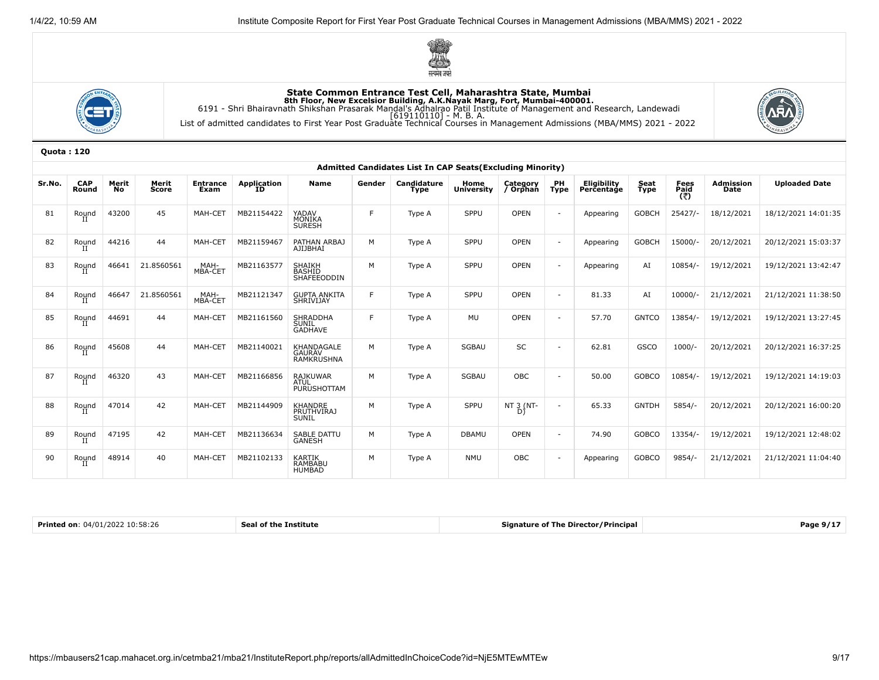## State Common Entrance Test Cell, Maharashtra State, Mumbai

**8th Floor, New Excelsior Building, A.K.Nayak Marg, Fort, Mumbai-400001.**

6191 - Shri Bhairavnath Shikshan Prasarak Mandal's Adhalrao Patil Institute of Management and Research, Landewadi

[619110110] - M. B. A.

List of admitted candidates to First Year Post Graduate Technical Courses in Management Admissions (MBA/MMS) 2021 - 2022

**Quota : 120**

### Admitted Candidates List In CAP Seats(Excluding Minority)

| Sr.No. | CAP Round | Merit No | Merit Score | Entrance Exam | Application ID | Name | Gender | Candidature Type | Home University | Category / Orphan | PH Type | Eligibility Percentage | Seat Type | Fees Paid (₹) | Admission Date | Uploaded Date |
|---|---|---|---|---|---|---|---|---|---|---|---|---|---|---|---|---|
| 81 | Round II | 43200 | 45 | MAH-CET | MB21154422 | YADAV MONIKA SURESH | F | Type A | SPPU | OPEN | - | Appearing | GOBCH | 25427/- | 18/12/2021 | 18/12/2021 14:01:35 |
| 82 | Round II | 44216 | 44 | MAH-CET | MB21159467 | PATHAN ARBAJ AJIJBHAI | M | Type A | SPPU | OPEN | - | Appearing | GOBCH | 15000/- | 20/12/2021 | 20/12/2021 15:03:37 |
| 83 | Round II | 46641 | 21.8560561 | MAH-MBA-CET | MB21163577 | SHAIKH BASHID SHAFEEODDIN | M | Type A | SPPU | OPEN | - | Appearing | AI | 10854/- | 19/12/2021 | 19/12/2021 13:42:47 |
| 84 | Round II | 46647 | 21.8560561 | MAH-MBA-CET | MB21121347 | GUPTA ANKITA SHRIVIJAY | F | Type A | SPPU | OPEN | - | 81.33 | AI | 10000/- | 21/12/2021 | 21/12/2021 11:38:50 |
| 85 | Round II | 44691 | 44 | MAH-CET | MB21161560 | SHRADDHA SUNIL GADHAVE | F | Type A | MU | OPEN | - | 57.70 | GNTCO | 13854/- | 19/12/2021 | 19/12/2021 13:27:45 |
| 86 | Round II | 45608 | 44 | MAH-CET | MB21140021 | KHANDAGALE GAURAV RAMKRUSHNA | M | Type A | SGBAU | SC | - | 62.81 | GSCO | 1000/- | 20/12/2021 | 20/12/2021 16:37:25 |
| 87 | Round II | 46320 | 43 | MAH-CET | MB21166856 | RAJKUWAR ATUL PURUSHOTTAM | M | Type A | SGBAU | OBC | - | 50.00 | GOBCO | 10854/- | 19/12/2021 | 19/12/2021 14:19:03 |
| 88 | Round II | 47014 | 42 | MAH-CET | MB21144909 | KHANDRE PRUTHVIRAJ SUNIL | M | Type A | SPPU | NT 3 (NT-D) | - | 65.33 | GNTDH | 5854/- | 20/12/2021 | 20/12/2021 16:00:20 |
| 89 | Round II | 47195 | 42 | MAH-CET | MB21136634 | SABLE DATTU GANESH | M | Type A | DBAMU | OPEN | - | 74.90 | GOBCO | 13354/- | 19/12/2021 | 19/12/2021 12:48:02 |
| 90 | Round II | 48914 | 40 | MAH-CET | MB21102133 | KARTIK RAMBABU HUMBAD | M | Type A | NMU | OBC | - | Appearing | GOBCO | 9854/- | 21/12/2021 | 21/12/2021 11:04:40 |

| **Printed on**: 04/01/2022 10:58:26 | **Seal of the Institute** | **Signature of The Director/Principal** |
|---|---|---|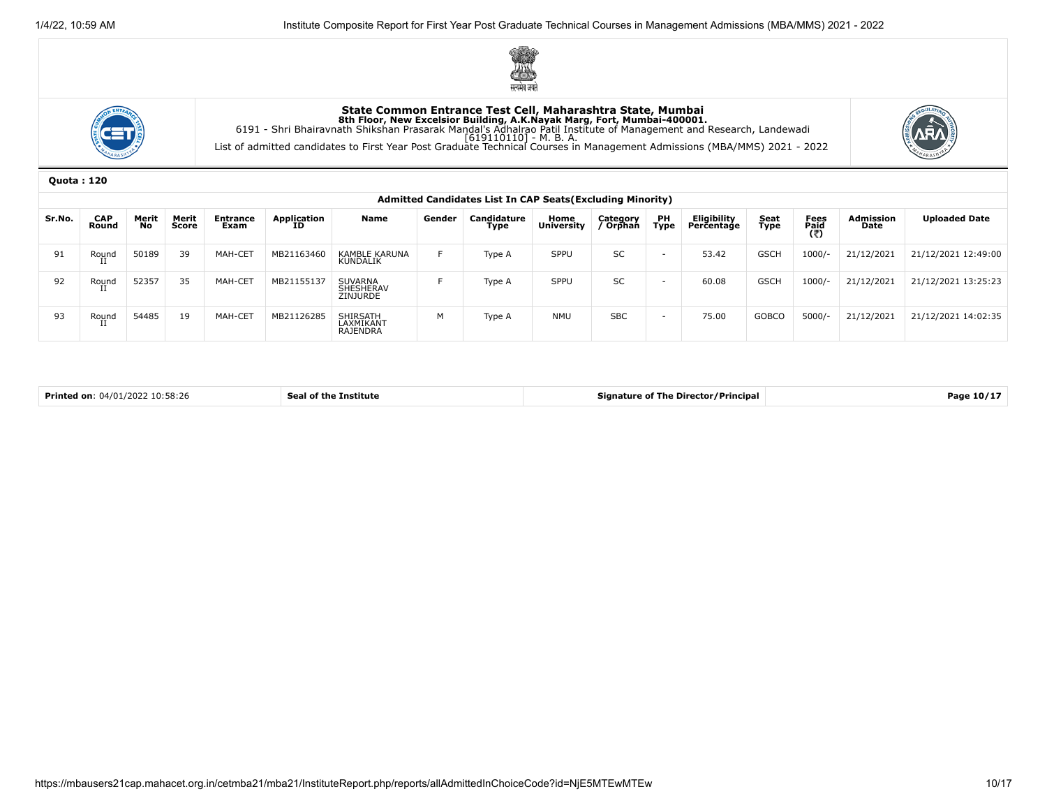# State Common Entrance Test Cell, Maharashtra State, Mumbai

**8th Floor, New Excelsior Building, A.K.Nayak Marg, Fort, Mumbai-400001.**

6191 - Shri Bhairavnath Shikshan Prasarak Mandal's Adhalrao Patil Institute of Management and Research, Landewadi

[619110110] - M. B. A.

List of admitted candidates to First Year Post Graduate Technical Courses in Management Admissions (MBA/MMS) 2021 - 2022

**Quota : 120**

**Admitted Candidates List In CAP Seats(Excluding Minority)**

| Sr.No. | CAP Round | Merit No | Merit Score | Entrance Exam | Application ID | Name | Gender | Candidature Type | Home University | Category / Orphan | PH Type | Eligibility Percentage | Seat Type | Fees Paid (₹) | Admission Date | Uploaded Date |
|---|---|---|---|---|---|---|---|---|---|---|---|---|---|---|---|---|
| 91 | Round II | 50189 | 39 | MAH-CET | MB21163460 | KAMBLE KARUNA KUNDALIK | F | Type A | SPPU | SC | - | 53.42 | GSCH | 1000/- | 21/12/2021 | 21/12/2021 12:49:00 |
| 92 | Round II | 52357 | 35 | MAH-CET | MB21155137 | SUVARNA SHESHERAV ZINJURDE | F | Type A | SPPU | SC | - | 60.08 | GSCH | 1000/- | 21/12/2021 | 21/12/2021 13:25:23 |
| 93 | Round II | 54485 | 19 | MAH-CET | MB21126285 | SHIRSATH LAXMIKANT RAJENDRA | M | Type A | NMU | SBC | - | 75.00 | GOBCO | 5000/- | 21/12/2021 | 21/12/2021 14:02:35 |

| **Printed on**: 04/01/2022 10:58:26 | **Seal of the Institute** | **Signature of The Director/Principal** | **Page 10/17** |
|---|---|---|---|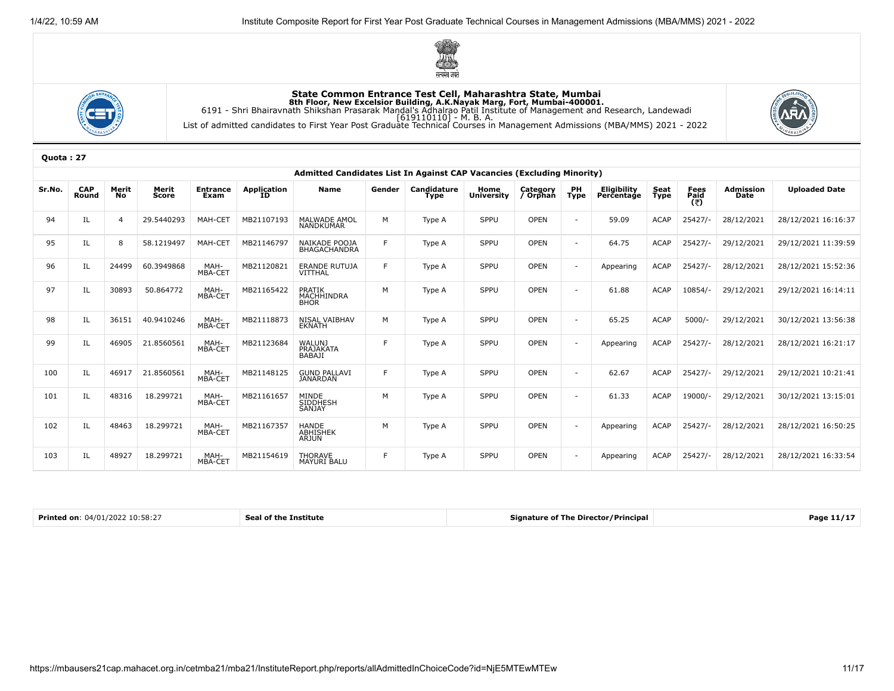**State Common Entrance Test Cell, Maharashtra State, Mumbai**
**8th Floor, New Excelsior Building, A.K.Nayak Marg, Fort, Mumbai-400001.**
6191 - Shri Bhairavnath Shikshan Prasarak Mandal's Adhalrao Patil Institute of Management and Research, Landewadi
[619110110] - M. B. A.
List of admitted candidates to First Year Post Graduate Technical Courses in Management Admissions (MBA/MMS) 2021 - 2022

**Quota : 27**

**Admitted Candidates List In Against CAP Vacancies (Excluding Minority)**

| Sr.No. | CAP Round | Merit No | Merit Score | Entrance Exam | Application ID | Name | Gender | Candidature Type | Home University | Category / Orphan | PH Type | Eligibility Percentage | Seat Type | Fees Paid (₹) | Admission Date | Uploaded Date |
|---|---|---|---|---|---|---|---|---|---|---|---|---|---|---|---|---|
| 94 | IL | 4 | 29.5440293 | MAH-CET | MB21107193 | MALWADE AMOL NANDKUMAR | M | Type A | SPPU | OPEN | - | 59.09 | ACAP | 25427/- | 28/12/2021 | 28/12/2021 16:16:37 |
| 95 | IL | 8 | 58.1219497 | MAH-CET | MB21146797 | NAIKADE POOJA BHAGACHANDRA | F | Type A | SPPU | OPEN | - | 64.75 | ACAP | 25427/- | 29/12/2021 | 29/12/2021 11:39:59 |
| 96 | IL | 24499 | 60.3949868 | MAH-MBA-CET | MB21120821 | ERANDE RUTUJA VITTHAL | F | Type A | SPPU | OPEN | - | Appearing | ACAP | 25427/- | 28/12/2021 | 28/12/2021 15:52:36 |
| 97 | IL | 30893 | 50.864772 | MAH-MBA-CET | MB21165422 | PRATIK MACHHINDRA BHOR | M | Type A | SPPU | OPEN | - | 61.88 | ACAP | 10854/- | 29/12/2021 | 29/12/2021 16:14:11 |
| 98 | IL | 36151 | 40.9410246 | MAH-MBA-CET | MB21118873 | NISAL VAIBHAV EKNATH | M | Type A | SPPU | OPEN | - | 65.25 | ACAP | 5000/- | 29/12/2021 | 30/12/2021 13:56:38 |
| 99 | IL | 46905 | 21.8560561 | MAH-MBA-CET | MB21123684 | WALUNJ PRAJAKATA BABAJI | F | Type A | SPPU | OPEN | - | Appearing | ACAP | 25427/- | 28/12/2021 | 28/12/2021 16:21:17 |
| 100 | IL | 46917 | 21.8560561 | MAH-MBA-CET | MB21148125 | GUND PALLAVI JANARDAN | F | Type A | SPPU | OPEN | - | 62.67 | ACAP | 25427/- | 29/12/2021 | 29/12/2021 10:21:41 |
| 101 | IL | 48316 | 18.299721 | MAH-MBA-CET | MB21161657 | MINDE SIDDHESH SANJAY | M | Type A | SPPU | OPEN | - | 61.33 | ACAP | 19000/- | 29/12/2021 | 30/12/2021 13:15:01 |
| 102 | IL | 48463 | 18.299721 | MAH-MBA-CET | MB21167357 | HANDE ABHISHEK ARJUN | M | Type A | SPPU | OPEN | - | Appearing | ACAP | 25427/- | 28/12/2021 | 28/12/2021 16:50:25 |
| 103 | IL | 48927 | 18.299721 | MAH-MBA-CET | MB21154619 | THORAVE MAYURI BALU | F | Type A | SPPU | OPEN | - | Appearing | ACAP | 25427/- | 28/12/2021 | 28/12/2021 16:33:54 |

| **Printed on**: 04/01/2022 10:58:27 | **Seal of the Institute** | **Signature of The Director/Principal** |
|---|---|---|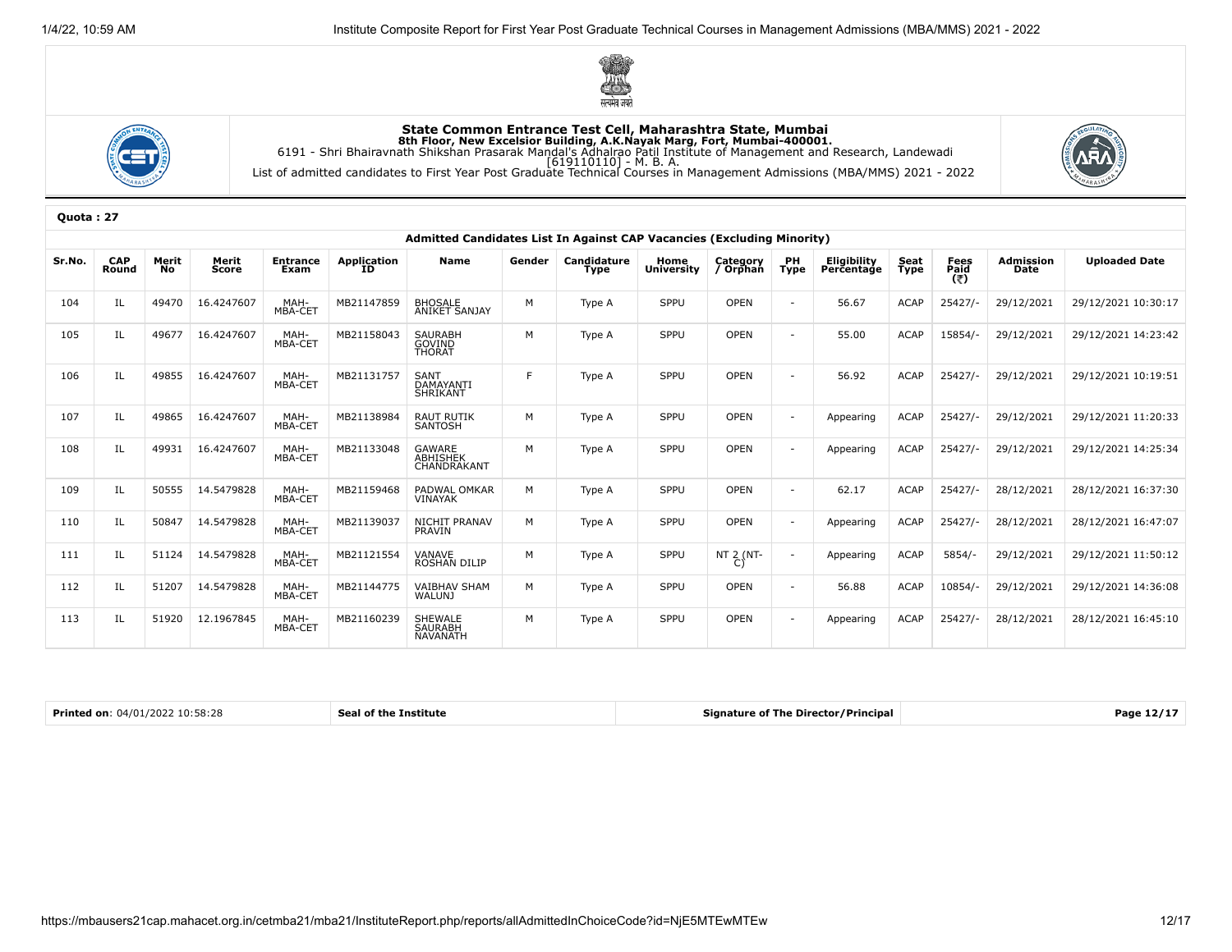**State Common Entrance Test Cell, Maharashtra State, Mumbai**
**8th Floor, New Excelsior Building, A.K.Nayak Marg, Fort, Mumbai-400001.**
6191 - Shri Bhairavnath Shikshan Prasarak Mandal's Adhalrao Patil Institute of Management and Research, Landewadi
[619110110] - M. B. A.
List of admitted candidates to First Year Post Graduate Technical Courses in Management Admissions (MBA/MMS) 2021 - 2022

**Quota : 27**

**Admitted Candidates List In Against CAP Vacancies (Excluding Minority)**

| Sr.No. | CAP Round | Merit No | Merit Score | Entrance Exam | Application ID | Name | Gender | Candidature Type | Home University | Category / Orphan | PH Type | Eligibility Percentage | Seat Type | Fees Paid (₹) | Admission Date | Uploaded Date |
|---|---|---|---|---|---|---|---|---|---|---|---|---|---|---|---|---|
| 104 | IL | 49470 | 16.4247607 | MAH-MBA-CET | MB21147859 | BHOSALE ANIKET SANJAY | M | Type A | SPPU | OPEN | - | 56.67 | ACAP | 25427/- | 29/12/2021 | 29/12/2021 10:30:17 |
| 105 | IL | 49677 | 16.4247607 | MAH-MBA-CET | MB21158043 | SAURABH GOVIND THORAT | M | Type A | SPPU | OPEN | - | 55.00 | ACAP | 15854/- | 29/12/2021 | 29/12/2021 14:23:42 |
| 106 | IL | 49855 | 16.4247607 | MAH-MBA-CET | MB21131757 | SANT DAMAYANTI SHRIKANT | F | Type A | SPPU | OPEN | - | 56.92 | ACAP | 25427/- | 29/12/2021 | 29/12/2021 10:19:51 |
| 107 | IL | 49865 | 16.4247607 | MAH-MBA-CET | MB21138984 | RAUT RUTIK SANTOSH | M | Type A | SPPU | OPEN | - | Appearing | ACAP | 25427/- | 29/12/2021 | 29/12/2021 11:20:33 |
| 108 | IL | 49931 | 16.4247607 | MAH-MBA-CET | MB21133048 | GAWARE ABHISHEK CHANDRAKANT | M | Type A | SPPU | OPEN | - | Appearing | ACAP | 25427/- | 29/12/2021 | 29/12/2021 14:25:34 |
| 109 | IL | 50555 | 14.5479828 | MAH-MBA-CET | MB21159468 | PADWAL OMKAR VINAYAK | M | Type A | SPPU | OPEN | - | 62.17 | ACAP | 25427/- | 28/12/2021 | 28/12/2021 16:37:30 |
| 110 | IL | 50847 | 14.5479828 | MAH-MBA-CET | MB21139037 | NICHIT PRANAV PRAVIN | M | Type A | SPPU | OPEN | - | Appearing | ACAP | 25427/- | 28/12/2021 | 28/12/2021 16:47:07 |
| 111 | IL | 51124 | 14.5479828 | MAH-MBA-CET | MB21121554 | VANAVE ROSHAN DILIP | M | Type A | SPPU | NT 2 (NT-C) | - | Appearing | ACAP | 5854/- | 29/12/2021 | 29/12/2021 11:50:12 |
| 112 | IL | 51207 | 14.5479828 | MAH-MBA-CET | MB21144775 | VAIBHAV SHAM WALUNJ | M | Type A | SPPU | OPEN | - | 56.88 | ACAP | 10854/- | 29/12/2021 | 29/12/2021 14:36:08 |
| 113 | IL | 51920 | 12.1967845 | MAH-MBA-CET | MB21160239 | SHEWALE SAURABH NAVANATH | M | Type A | SPPU | OPEN | - | Appearing | ACAP | 25427/- | 28/12/2021 | 28/12/2021 16:45:10 |

**Printed on**: 04/01/2022 10:58:28 | **Seal of the Institute** | **Signature of The Director/Principal**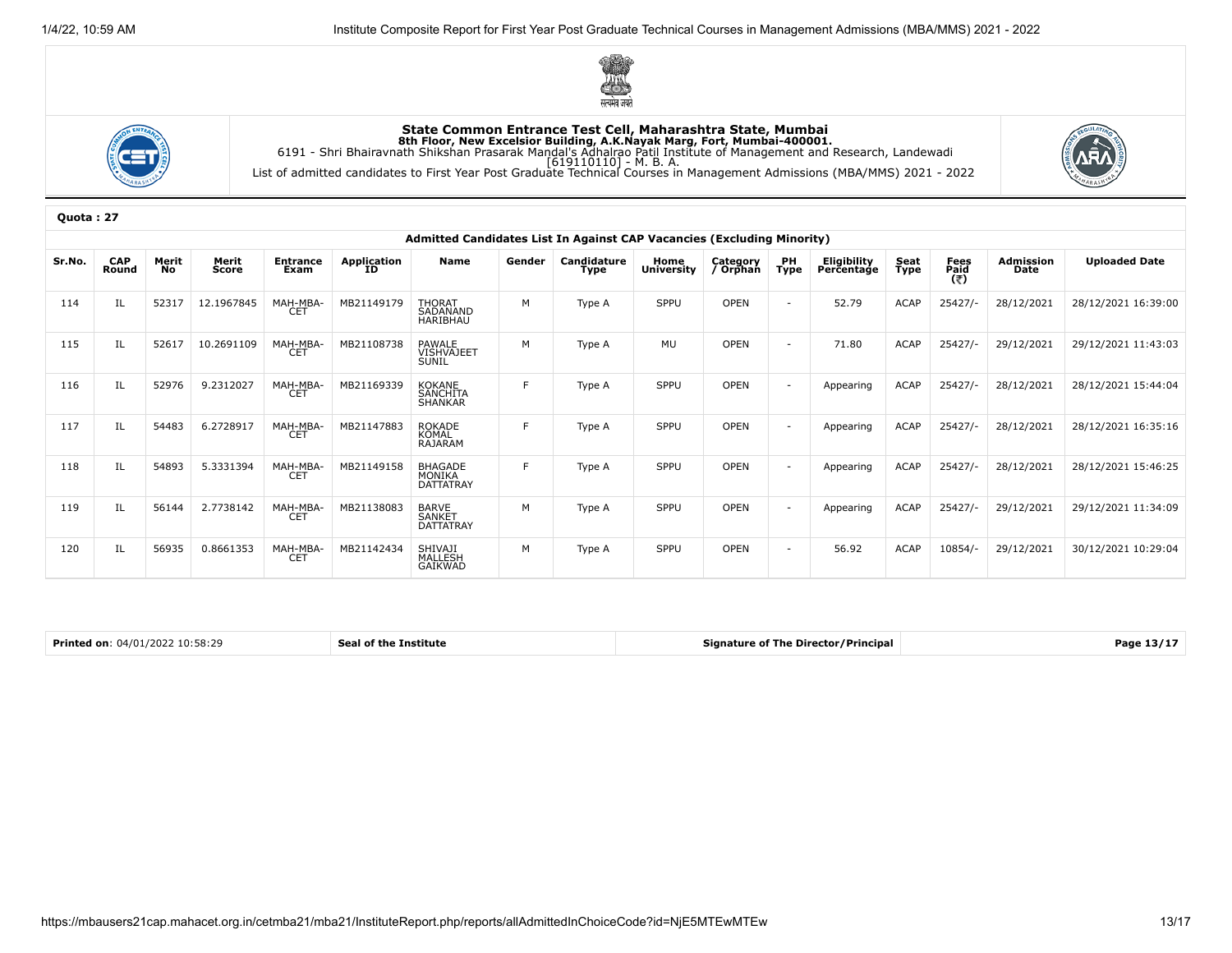**State Common Entrance Test Cell, Maharashtra State, Mumbai**
**8th Floor, New Excelsior Building, A.K.Nayak Marg, Fort, Mumbai-400001.**
6191 - Shri Bhairavnath Shikshan Prasarak Mandal's Adhalrao Patil Institute of Management and Research, Landewadi
[619110110] - M. B. A.
List of admitted candidates to First Year Post Graduate Technical Courses in Management Admissions (MBA/MMS) 2021 - 2022

**Quota : 27**

**Admitted Candidates List In Against CAP Vacancies (Excluding Minority)**

| Sr.No. | CAP Round | Merit No | Merit Score | Entrance Exam | Application ID | Name | Gender | Candidature Type | Home University | Category / Orphan | PH Type | Eligibility Percentage | Seat Type | Fees Paid (₹) | Admission Date | Uploaded Date |
|---|---|---|---|---|---|---|---|---|---|---|---|---|---|---|---|---|
| 114 | IL | 52317 | 12.1967845 | MAH-MBA-CET | MB21149179 | THORAT SADANAND HARIBHAU | M | Type A | SPPU | OPEN | - | 52.79 | ACAP | 25427/- | 28/12/2021 | 28/12/2021 16:39:00 |
| 115 | IL | 52617 | 10.2691109 | MAH-MBA-CET | MB21108738 | PAWALE VISHVAJEET SUNIL | M | Type A | MU | OPEN | - | 71.80 | ACAP | 25427/- | 29/12/2021 | 29/12/2021 11:43:03 |
| 116 | IL | 52976 | 9.2312027 | MAH-MBA-CET | MB21169339 | KOKANE SANCHITA SHANKAR | F | Type A | SPPU | OPEN | - | Appearing | ACAP | 25427/- | 28/12/2021 | 28/12/2021 15:44:04 |
| 117 | IL | 54483 | 6.2728917 | MAH-MBA-CET | MB21147883 | ROKADE KOMAL RAJARAM | F | Type A | SPPU | OPEN | - | Appearing | ACAP | 25427/- | 28/12/2021 | 28/12/2021 16:35:16 |
| 118 | IL | 54893 | 5.3331394 | MAH-MBA-CET | MB21149158 | BHAGADE MONIKA DATTATRAY | F | Type A | SPPU | OPEN | - | Appearing | ACAP | 25427/- | 28/12/2021 | 28/12/2021 15:46:25 |
| 119 | IL | 56144 | 2.7738142 | MAH-MBA-CET | MB21138083 | BARVE SANKET DATTATRAY | M | Type A | SPPU | OPEN | - | Appearing | ACAP | 25427/- | 29/12/2021 | 29/12/2021 11:34:09 |
| 120 | IL | 56935 | 0.8661353 | MAH-MBA-CET | MB21142434 | SHIVAJI MALLESH GAIKWAD | M | Type A | SPPU | OPEN | - | 56.92 | ACAP | 10854/- | 29/12/2021 | 30/12/2021 10:29:04 |

| **Printed on**: 04/01/2022 10:58:29 | **Seal of the Institute** | **Signature of The Director/Principal** |
|---|---|---|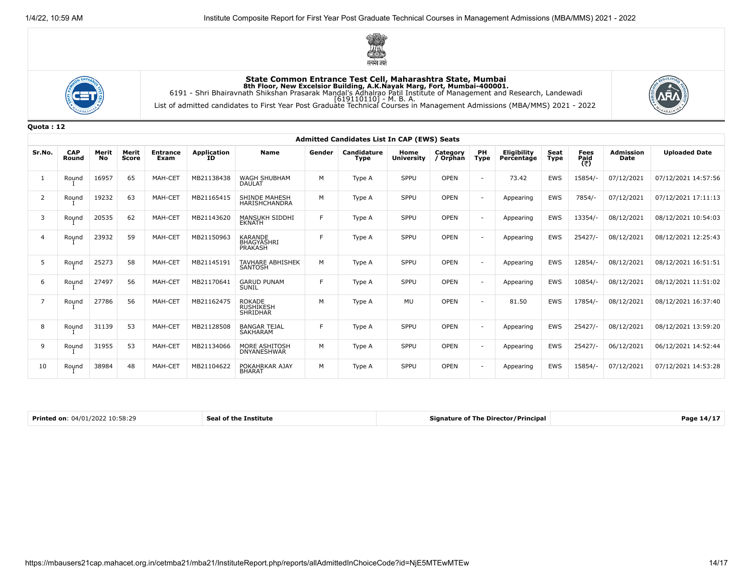**State Common Entrance Test Cell, Maharashtra State, Mumbai**
**8th Floor, New Excelsior Building, A.K.Nayak Marg, Fort, Mumbai-400001.**
6191 - Shri Bhairavnath Shikshan Prasarak Mandal's Adhalrao Patil Institute of Management and Research, Landewadi
[619110110] - M. B. A.
List of admitted candidates to First Year Post Graduate Technical Courses in Management Admissions (MBA/MMS) 2021 - 2022

**Quota : 12**

**Admitted Candidates List In CAP (EWS) Seats**

| Sr.No. | CAP Round | Merit No | Merit Score | Entrance Exam | Application ID | Name | Gender | Candidature Type | Home University | Category / Orphan | PH Type | Eligibility Percentage | Seat Type | Fees Paid (₹) | Admission Date | Uploaded Date |
|---|---|---|---|---|---|---|---|---|---|---|---|---|---|---|---|---|
| 1 | Round I | 16957 | 65 | MAH-CET | MB21138438 | WAGH SHUBHAM DAULAT | M | Type A | SPPU | OPEN | - | 73.42 | EWS | 15854/- | 07/12/2021 | 07/12/2021 14:57:56 |
| 2 | Round I | 19232 | 63 | MAH-CET | MB21165415 | SHINDE MAHESH HARISHCHANDRA | M | Type A | SPPU | OPEN | - | Appearing | EWS | 7854/- | 07/12/2021 | 07/12/2021 17:11:13 |
| 3 | Round I | 20535 | 62 | MAH-CET | MB21143620 | MANSUKH SIDDHI EKNATH | F | Type A | SPPU | OPEN | - | Appearing | EWS | 13354/- | 08/12/2021 | 08/12/2021 10:54:03 |
| 4 | Round I | 23932 | 59 | MAH-CET | MB21150963 | KARANDE BHAGYASHRI PRAKASH | F | Type A | SPPU | OPEN | - | Appearing | EWS | 25427/- | 08/12/2021 | 08/12/2021 12:25:43 |
| 5 | Round I | 25273 | 58 | MAH-CET | MB21145191 | TAVHARE ABHISHEK SANTOSH | M | Type A | SPPU | OPEN | - | Appearing | EWS | 12854/- | 08/12/2021 | 08/12/2021 16:51:51 |
| 6 | Round I | 27497 | 56 | MAH-CET | MB21170641 | GARUD PUNAM SUNIL | F | Type A | SPPU | OPEN | - | Appearing | EWS | 10854/- | 08/12/2021 | 08/12/2021 11:51:02 |
| 7 | Round I | 27786 | 56 | MAH-CET | MB21162475 | ROKADE RUSHIKESH SHRIDHAR | M | Type A | MU | OPEN | - | 81.50 | EWS | 17854/- | 08/12/2021 | 08/12/2021 16:37:40 |
| 8 | Round I | 31139 | 53 | MAH-CET | MB21128508 | BANGAR TEJAL SAKHARAM | F | Type A | SPPU | OPEN | - | Appearing | EWS | 25427/- | 08/12/2021 | 08/12/2021 13:59:20 |
| 9 | Round I | 31955 | 53 | MAH-CET | MB21134066 | MORE ASHITOSH DNYANESHWAR | M | Type A | SPPU | OPEN | - | Appearing | EWS | 25427/- | 06/12/2021 | 06/12/2021 14:52:44 |
| 10 | Round I | 38984 | 48 | MAH-CET | MB21104622 | POKAHRKAR AJAY BHARAT | M | Type A | SPPU | OPEN | - | Appearing | EWS | 15854/- | 07/12/2021 | 07/12/2021 14:53:28 |

**Printed on**: 04/01/2022 10:58:29 | **Seal of the Institute** | **Signature of The Director/Principal**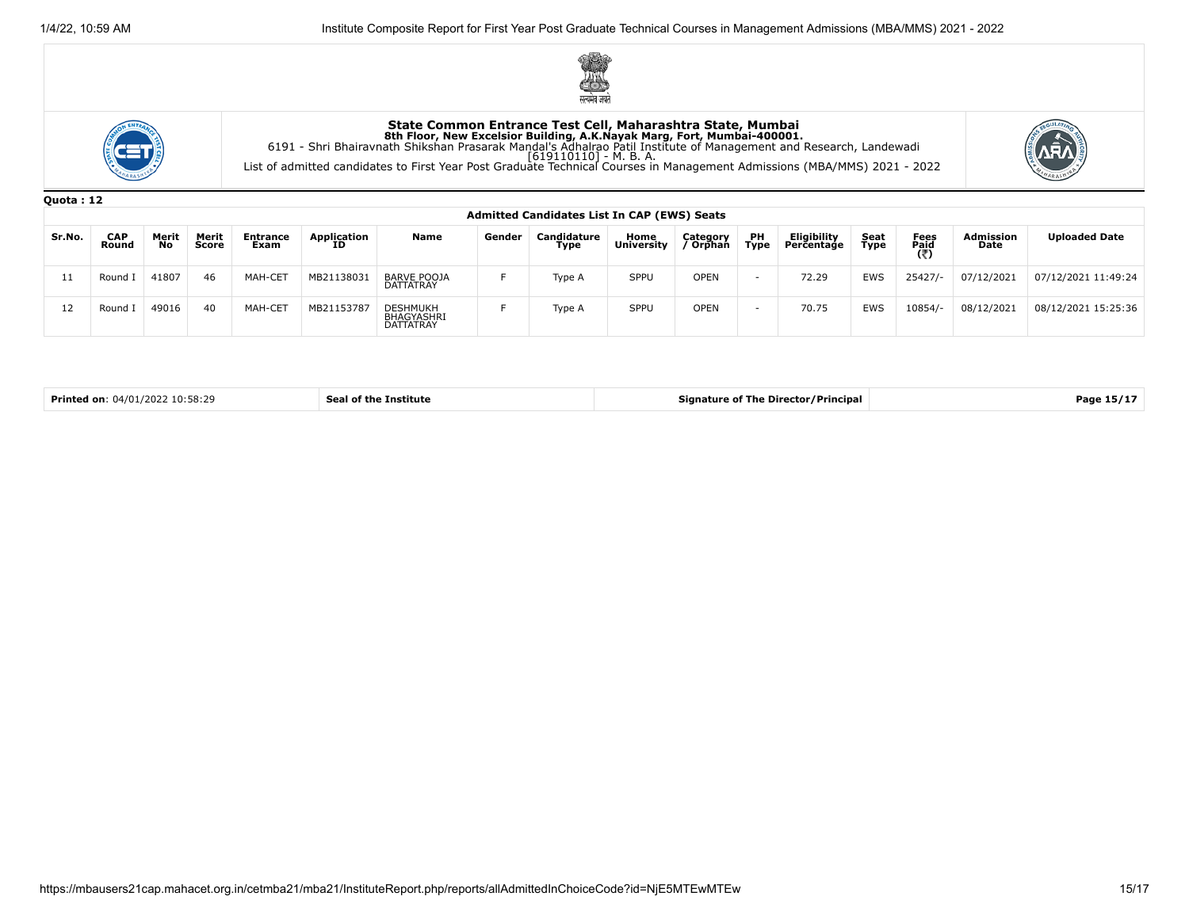**State Common Entrance Test Cell, Maharashtra State, Mumbai**
**8th Floor, New Excelsior Building, A.K.Nayak Marg, Fort, Mumbai-400001.**
6191 - Shri Bhairavnath Shikshan Prasarak Mandal's Adhalrao Patil Institute of Management and Research, Landewadi
[619110110] - M. B. A.
List of admitted candidates to First Year Post Graduate Technical Courses in Management Admissions (MBA/MMS) 2021 - 2022

**Quota : 12**

**Admitted Candidates List In CAP (EWS) Seats**

| Sr.No. | CAP Round | Merit No | Merit Score | Entrance Exam | Application ID | Name | Gender | Candidature Type | Home University | Category / Orphan | PH Type | Eligibility Percentage | Seat Type | Fees Paid (₹) | Admission Date | Uploaded Date |
|---|---|---|---|---|---|---|---|---|---|---|---|---|---|---|---|---|
| 11 | Round I | 41807 | 46 | MAH-CET | MB21138031 | BARVE POOJA DATTATRAY | F | Type A | SPPU | OPEN | - | 72.29 | EWS | 25427/- | 07/12/2021 | 07/12/2021 11:49:24 |
| 12 | Round I | 49016 | 40 | MAH-CET | MB21153787 | DESHMUKH BHAGYASHRI DATTATRAY | F | Type A | SPPU | OPEN | - | 70.75 | EWS | 10854/- | 08/12/2021 | 08/12/2021 15:25:36 |

| **Printed on**: 04/01/2022 10:58:29 | **Seal of the Institute** | **Signature of The Director/Principal** |
|---|---|---|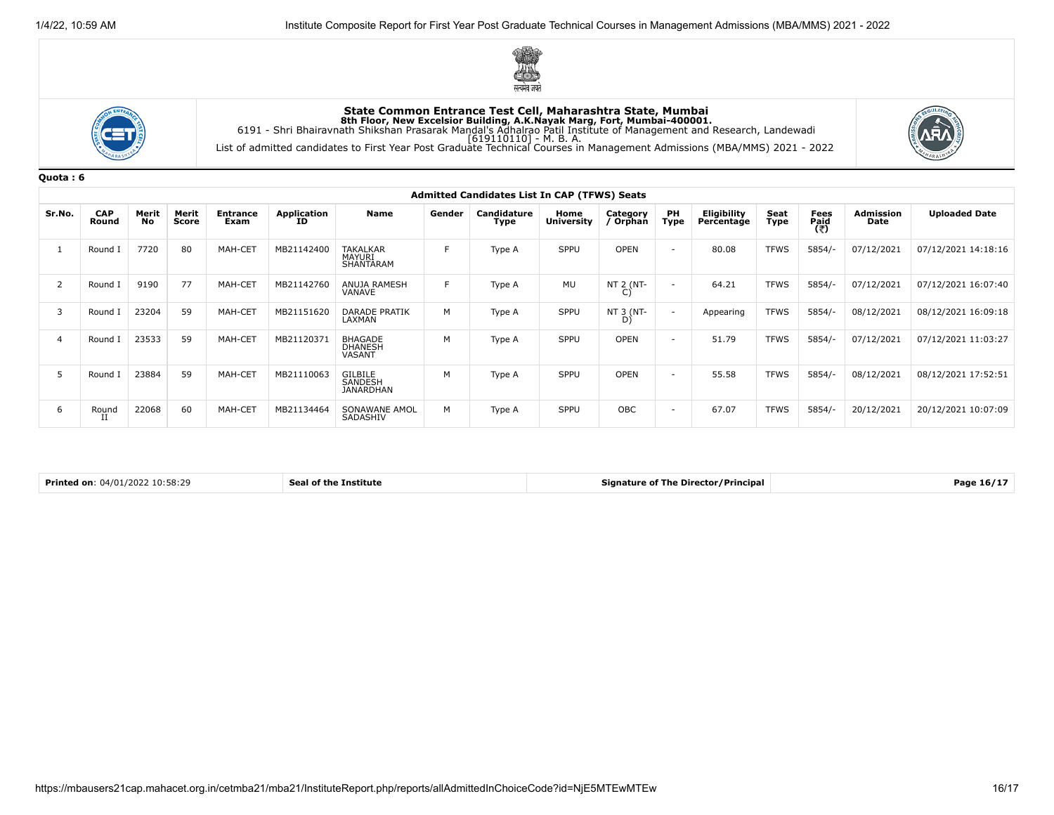**State Common Entrance Test Cell, Maharashtra State, Mumbai**
**8th Floor, New Excelsior Building, A.K.Nayak Marg, Fort, Mumbai-400001.**
6191 - Shri Bhairavnath Shikshan Prasarak Mandal's Adhalrao Patil Institute of Management and Research, Landewadi
[619110110] - M. B. A.
List of admitted candidates to First Year Post Graduate Technical Courses in Management Admissions (MBA/MMS) 2021 - 2022

**Quota : 6**

**Admitted Candidates List In CAP (TFWS) Seats**

| Sr.No. | CAP Round | Merit No | Merit Score | Entrance Exam | Application ID | Name | Gender | Candidature Type | Home University | Category / Orphan | PH Type | Eligibility Percentage | Seat Type | Fees Paid (₹) | Admission Date | Uploaded Date |
|---|---|---|---|---|---|---|---|---|---|---|---|---|---|---|---|---|
| 1 | Round I | 7720 | 80 | MAH-CET | MB21142400 | TAKALKAR MAYURI SHANTARAM | F | Type A | SPPU | OPEN | - | 80.08 | TFWS | 5854/- | 07/12/2021 | 07/12/2021 14:18:16 |
| 2 | Round I | 9190 | 77 | MAH-CET | MB21142760 | ANUJA RAMESH VANAVE | F | Type A | MU | NT 2 (NT-C) | - | 64.21 | TFWS | 5854/- | 07/12/2021 | 07/12/2021 16:07:40 |
| 3 | Round I | 23204 | 59 | MAH-CET | MB21151620 | DARADE PRATIK LAXMAN | M | Type A | SPPU | NT 3 (NT-D) | - | Appearing | TFWS | 5854/- | 08/12/2021 | 08/12/2021 16:09:18 |
| 4 | Round I | 23533 | 59 | MAH-CET | MB21120371 | BHAGADE DHANESH VASANT | M | Type A | SPPU | OPEN | - | 51.79 | TFWS | 5854/- | 07/12/2021 | 07/12/2021 11:03:27 |
| 5 | Round I | 23884 | 59 | MAH-CET | MB21110063 | GILBILE SANDESH JANARDHAN | M | Type A | SPPU | OPEN | - | 55.58 | TFWS | 5854/- | 08/12/2021 | 08/12/2021 17:52:51 |
| 6 | Round II | 22068 | 60 | MAH-CET | MB21134464 | SONAWANE AMOL SADASHIV | M | Type A | SPPU | OBC | - | 67.07 | TFWS | 5854/- | 20/12/2021 | 20/12/2021 10:07:09 |

| **Printed on**: 04/01/2022 10:58:29 | **Seal of the Institute** | **Signature of The Director/Principal** |
|---|---|---|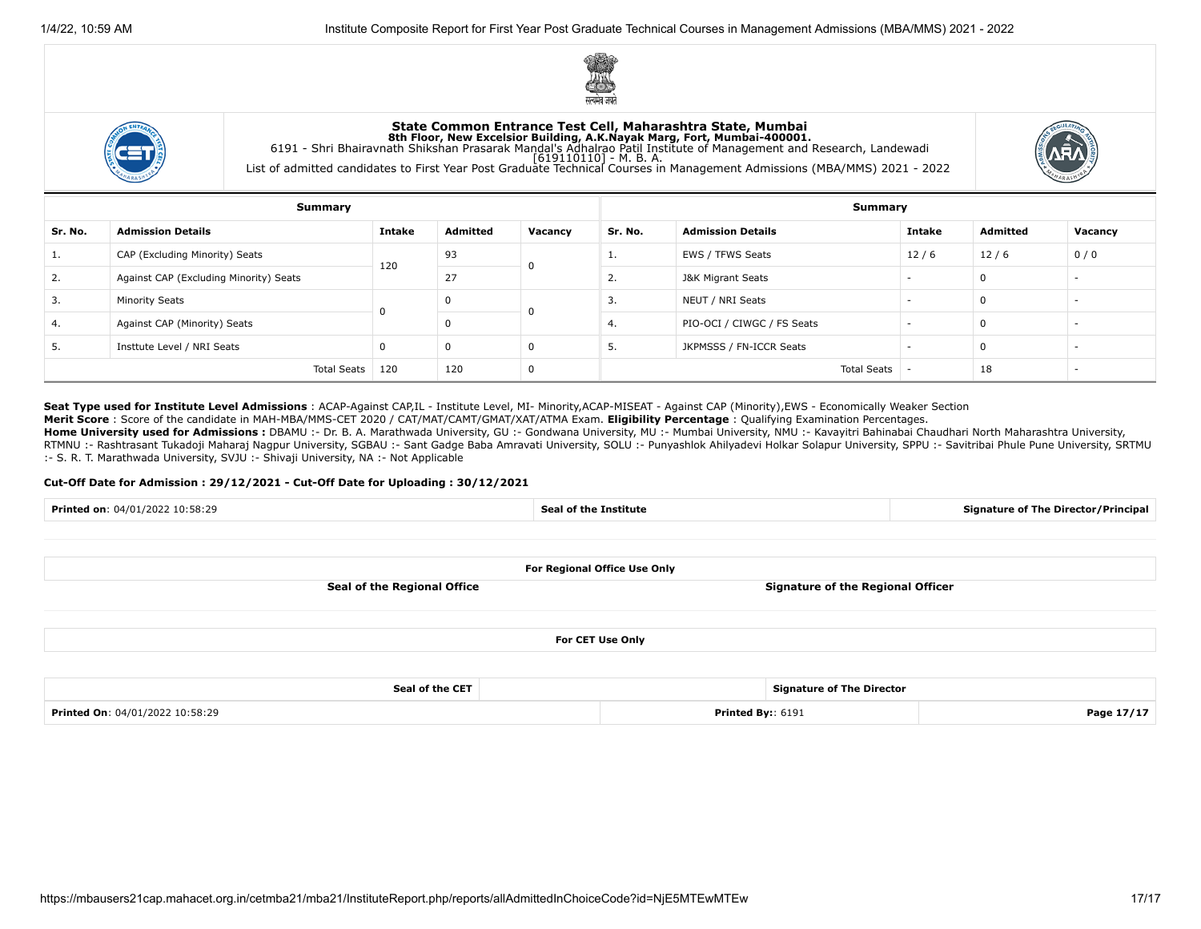**State Common Entrance Test Cell, Maharashtra State, Mumbai**
**8th Floor, New Excelsior Building, A.K.Nayak Marg, Fort, Mumbai-400001.**
6191 - Shri Bhairavnath Shikshan Prasarak Mandal's Adhalrao Patil Institute of Management and Research, Landewadi
[619110110] - M. B. A.
List of admitted candidates to First Year Post Graduate Technical Courses in Management Admissions (MBA/MMS) 2021 - 2022

**Summary**

| Sr. No. | Admission Details | Intake | Admitted | Vacancy |
|---|---|---|---|---|
| 1. | CAP (Excluding Minority) Seats | 120 | 93 | 0 |
| 2. | Against CAP (Excluding Minority) Seats | | 27 | |
| 3. | Minority Seats | 0 | 0 | 0 |
| 4. | Against CAP (Minority) Seats | | 0 | |
| 5. | Insttute Level / NRI Seats | 0 | 0 | 0 |
| | Total Seats | 120 | 120 | 0 |

**Summary**

| Sr. No. | Admission Details | Intake | Admitted | Vacancy |
|---|---|---|---|---|
| 1. | EWS / TFWS Seats | 12 / 6 | 12 / 6 | 0 / 0 |
| 2. | J&K Migrant Seats | - | 0 | - |
| 3. | NEUT / NRI Seats | - | 0 | - |
| 4. | PIO-OCI / CIWGC / FS Seats | - | 0 | - |
| 5. | JKPMSSS / FN-ICCR Seats | - | 0 | - |
| | Total Seats | - | 18 | - |

**Seat Type used for Institute Level Admissions** : ACAP-Against CAP,IL - Institute Level, MI- Minority,ACAP-MISEAT - Against CAP (Minority),EWS - Economically Weaker Section
**Merit Score** : Score of the candidate in MAH-MBA/MMS-CET 2020 / CAT/MAT/CAMT/GMAT/XAT/ATMA Exam. **Eligibility Percentage** : Qualifying Examination Percentages.
**Home University used for Admissions :** DBAMU :- Dr. B. A. Marathwada University, GU :- Gondwana University, MU :- Mumbai University, NMU :- Kavayitri Bahinabai Chaudhari North Maharashtra University, RTMNU :- Rashtrasant Tukadoji Maharaj Nagpur University, SGBAU :- Sant Gadge Baba Amravati University, SOLU :- Punyashlok Ahilyadevi Holkar Solapur University, SPPU :- Savitribai Phule Pune University, SRTMU :- S. R. T. Marathwada University, SVJU :- Shivaji University, NA :- Not Applicable

**Cut-Off Date for Admission : 29/12/2021 - Cut-Off Date for Uploading : 30/12/2021**

| **Printed on**: 04/01/2022 10:58:29 | **Seal of the Institute** | **Signature of The Director/Principal** |
|---|---|---|

**For Regional Office Use Only**

| **Seal of the Regional Office** | **Signature of the Regional Officer** |
|---|---|

**For CET Use Only**

| **Seal of the CET** | **Signature of The Director** |
|---|---|

**Printed On**: 04/01/2022 10:58:29 | **Printed By:**: 6191